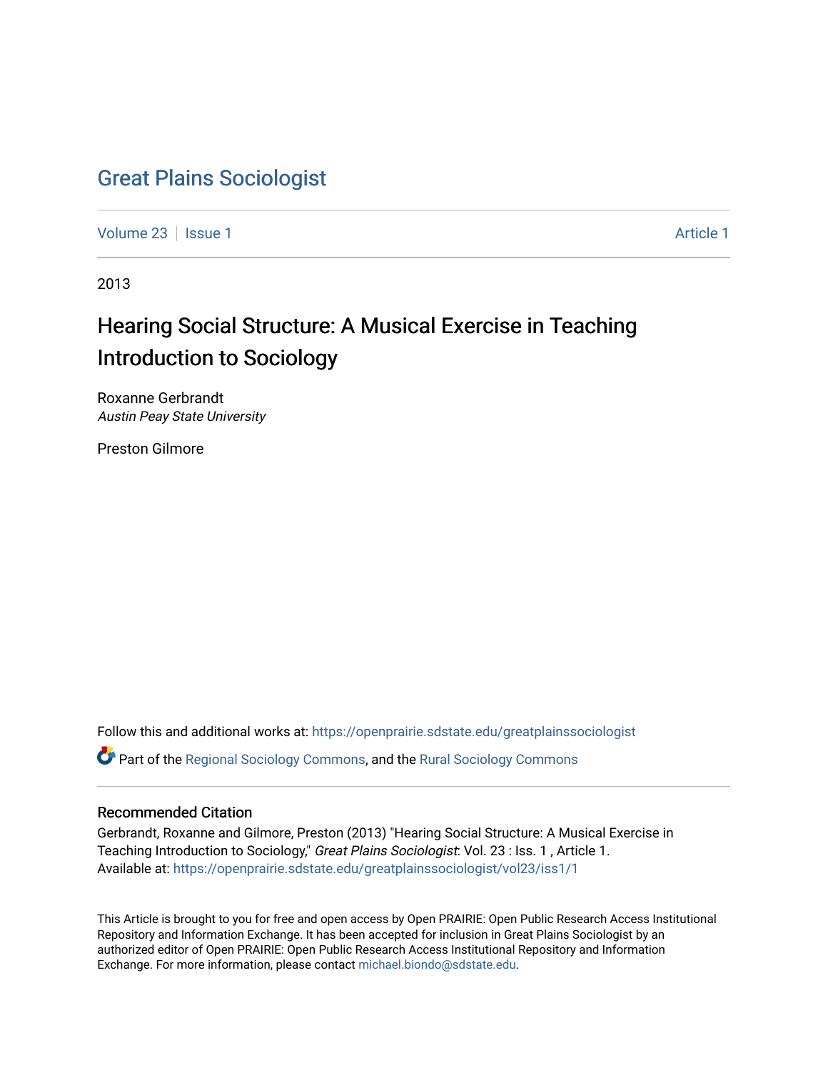# Great Plains Sociologist

Volume 23 | Issue 1 Article 1

2013

## Hearing Social Structure: A Musical Exercise in Teaching Introduction to Sociology

Roxanne Gerbrandt
*Austin Peay State University*

Preston Gilmore

Follow this and additional works at: https://openprairie.sdstate.edu/greatplainssociologist

Part of the Regional Sociology Commons, and the Rural Sociology Commons

### Recommended Citation

Gerbrandt, Roxanne and Gilmore, Preston (2013) "Hearing Social Structure: A Musical Exercise in Teaching Introduction to Sociology," *Great Plains Sociologist*: Vol. 23 : Iss. 1 , Article 1.
Available at: https://openprairie.sdstate.edu/greatplainssociologist/vol23/iss1/1

This Article is brought to you for free and open access by Open PRAIRIE: Open Public Research Access Institutional Repository and Information Exchange. It has been accepted for inclusion in Great Plains Sociologist by an authorized editor of Open PRAIRIE: Open Public Research Access Institutional Repository and Information Exchange. For more information, please contact michael.biondo@sdstate.edu.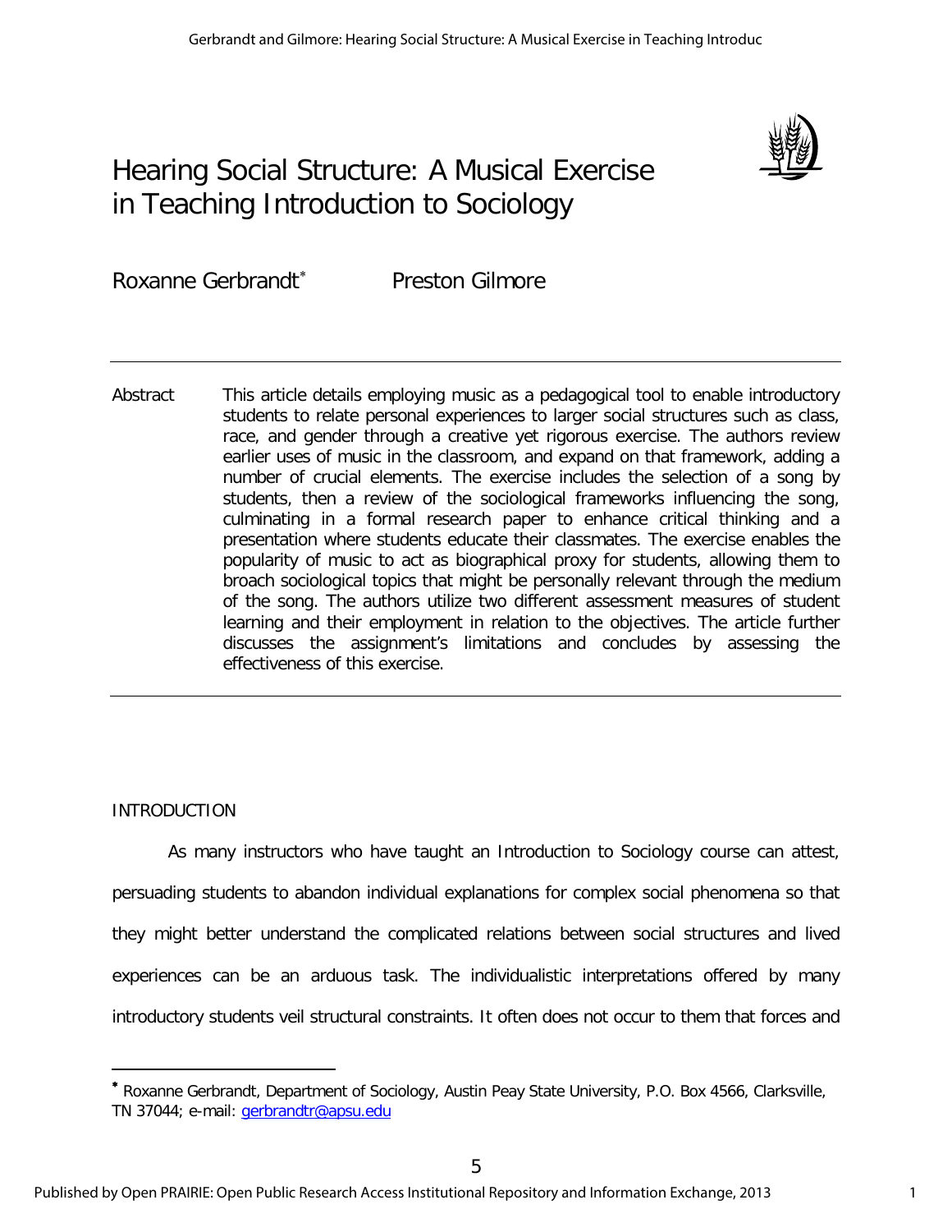# Hearing Social Structure: A Musical Exercise in Teaching Introduction to Sociology

Roxanne Gerbrandt* Preston Gilmore

**Abstract** This article details employing music as a pedagogical tool to enable introductory students to relate personal experiences to larger social structures such as class, race, and gender through a creative yet rigorous exercise. The authors review earlier uses of music in the classroom, and expand on that framework, adding a number of crucial elements. The exercise includes the selection of a song by students, then a review of the sociological frameworks influencing the song, culminating in a formal research paper to enhance critical thinking and a presentation where students educate their classmates. The exercise enables the popularity of music to act as biographical proxy for students, allowing them to broach sociological topics that might be personally relevant through the medium of the song. The authors utilize two different assessment measures of student learning and their employment in relation to the objectives. The article further discusses the assignment's limitations and concludes by assessing the effectiveness of this exercise.

## INTRODUCTION

As many instructors who have taught an Introduction to Sociology course can attest, persuading students to abandon individual explanations for complex social phenomena so that they might better understand the complicated relations between social structures and lived experiences can be an arduous task. The individualistic interpretations offered by many introductory students veil structural constraints. It often does not occur to them that forces and

* Roxanne Gerbrandt, Department of Sociology, Austin Peay State University, P.O. Box 4566, Clarksville, TN 37044; e-mail: gerbrandtr@apsu.edu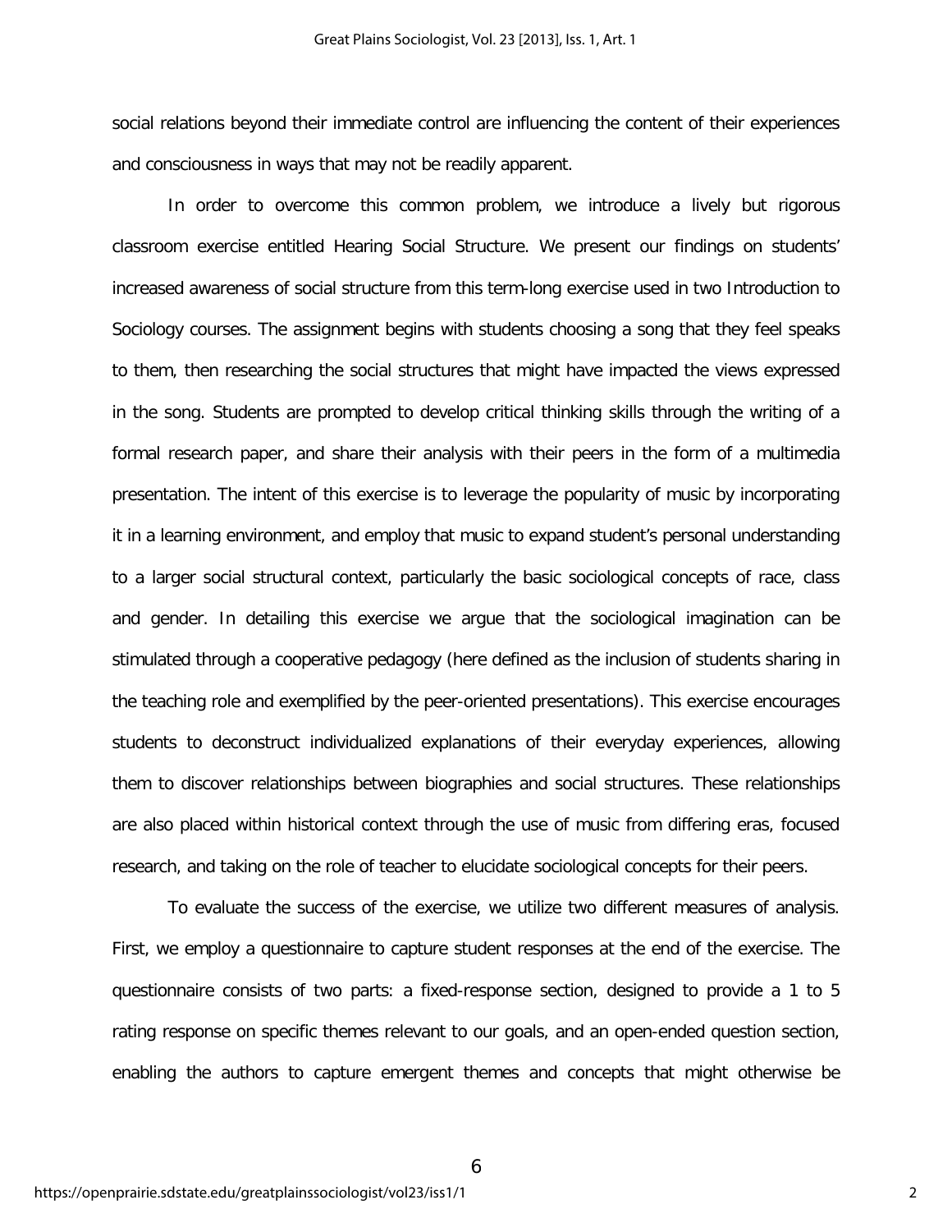social relations beyond their immediate control are influencing the content of their experiences and consciousness in ways that may not be readily apparent.

In order to overcome this common problem, we introduce a lively but rigorous classroom exercise entitled Hearing Social Structure. We present our findings on students' increased awareness of social structure from this term-long exercise used in two Introduction to Sociology courses. The assignment begins with students choosing a song that they feel speaks to them, then researching the social structures that might have impacted the views expressed in the song. Students are prompted to develop critical thinking skills through the writing of a formal research paper, and share their analysis with their peers in the form of a multimedia presentation. The intent of this exercise is to leverage the popularity of music by incorporating it in a learning environment, and employ that music to expand student's personal understanding to a larger social structural context, particularly the basic sociological concepts of race, class and gender. In detailing this exercise we argue that the sociological imagination can be stimulated through a cooperative pedagogy (here defined as the inclusion of students sharing in the teaching role and exemplified by the peer-oriented presentations). This exercise encourages students to deconstruct individualized explanations of their everyday experiences, allowing them to discover relationships between biographies and social structures. These relationships are also placed within historical context through the use of music from differing eras, focused research, and taking on the role of teacher to elucidate sociological concepts for their peers.

To evaluate the success of the exercise, we utilize two different measures of analysis. First, we employ a questionnaire to capture student responses at the end of the exercise. The questionnaire consists of two parts: a fixed-response section, designed to provide a 1 to 5 rating response on specific themes relevant to our goals, and an open-ended question section, enabling the authors to capture emergent themes and concepts that might otherwise be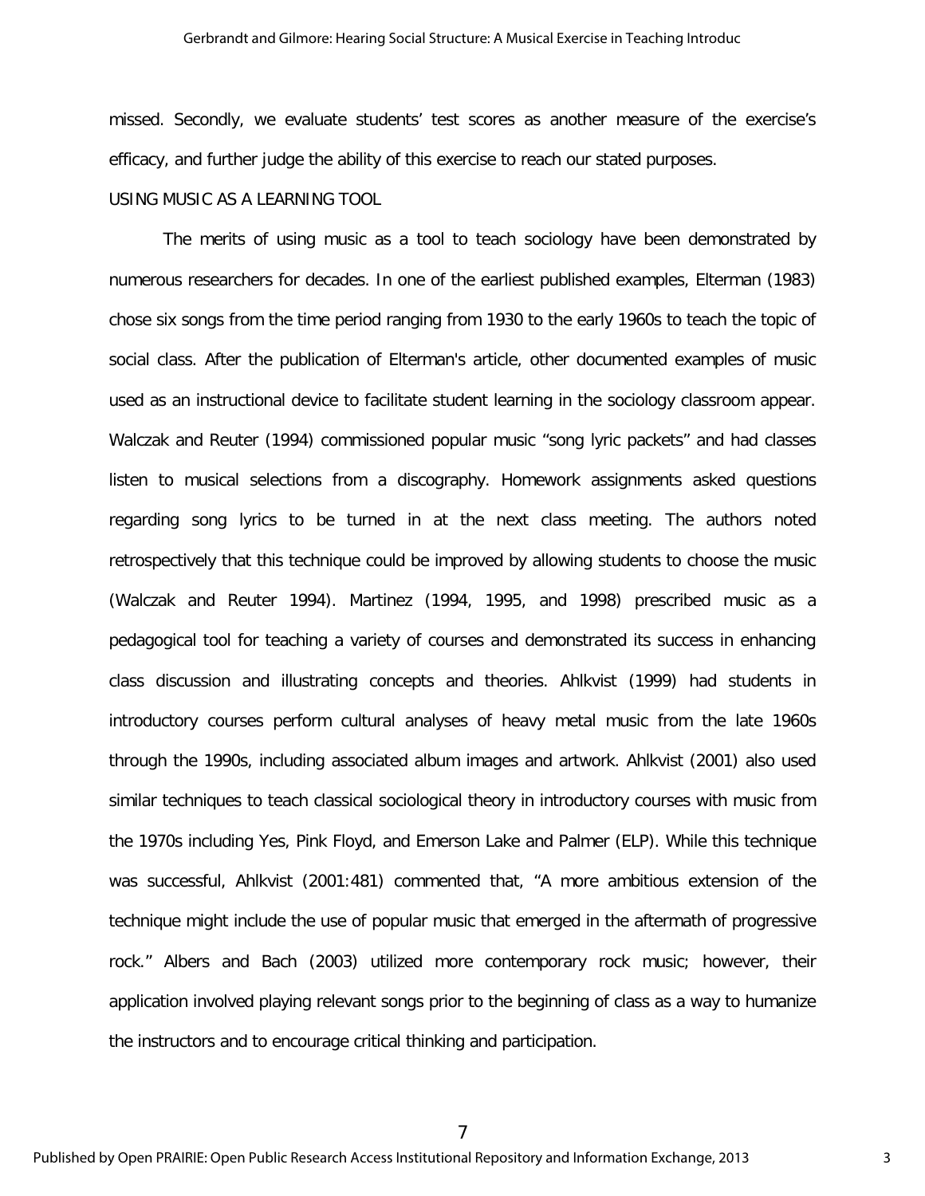missed. Secondly, we evaluate students' test scores as another measure of the exercise's efficacy, and further judge the ability of this exercise to reach our stated purposes.

## USING MUSIC AS A LEARNING TOOL

The merits of using music as a tool to teach sociology have been demonstrated by numerous researchers for decades. In one of the earliest published examples, Elterman (1983) chose six songs from the time period ranging from 1930 to the early 1960s to teach the topic of social class. After the publication of Elterman's article, other documented examples of music used as an instructional device to facilitate student learning in the sociology classroom appear. Walczak and Reuter (1994) commissioned popular music "song lyric packets" and had classes listen to musical selections from a discography. Homework assignments asked questions regarding song lyrics to be turned in at the next class meeting. The authors noted retrospectively that this technique could be improved by allowing students to choose the music (Walczak and Reuter 1994). Martinez (1994, 1995, and 1998) prescribed music as a pedagogical tool for teaching a variety of courses and demonstrated its success in enhancing class discussion and illustrating concepts and theories. Ahlkvist (1999) had students in introductory courses perform cultural analyses of heavy metal music from the late 1960s through the 1990s, including associated album images and artwork. Ahlkvist (2001) also used similar techniques to teach classical sociological theory in introductory courses with music from the 1970s including Yes, Pink Floyd, and Emerson Lake and Palmer (ELP). While this technique was successful, Ahlkvist (2001:481) commented that, "A more ambitious extension of the technique might include the use of popular music that emerged in the aftermath of progressive rock." Albers and Bach (2003) utilized more contemporary rock music; however, their application involved playing relevant songs prior to the beginning of class as a way to humanize the instructors and to encourage critical thinking and participation.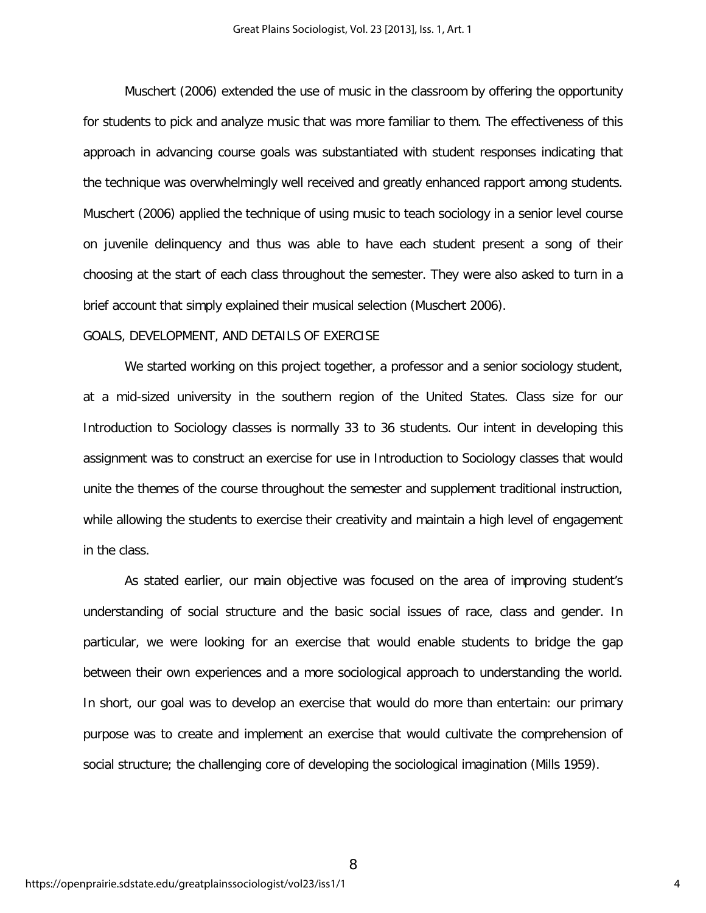Muschert (2006) extended the use of music in the classroom by offering the opportunity for students to pick and analyze music that was more familiar to them. The effectiveness of this approach in advancing course goals was substantiated with student responses indicating that the technique was overwhelmingly well received and greatly enhanced rapport among students. Muschert (2006) applied the technique of using music to teach sociology in a senior level course on juvenile delinquency and thus was able to have each student present a song of their choosing at the start of each class throughout the semester. They were also asked to turn in a brief account that simply explained their musical selection (Muschert 2006).

## GOALS, DEVELOPMENT, AND DETAILS OF EXERCISE

We started working on this project together, a professor and a senior sociology student, at a mid-sized university in the southern region of the United States. Class size for our Introduction to Sociology classes is normally 33 to 36 students. Our intent in developing this assignment was to construct an exercise for use in Introduction to Sociology classes that would unite the themes of the course throughout the semester and supplement traditional instruction, while allowing the students to exercise their creativity and maintain a high level of engagement in the class.

As stated earlier, our main objective was focused on the area of improving student's understanding of social structure and the basic social issues of race, class and gender. In particular, we were looking for an exercise that would enable students to bridge the gap between their own experiences and a more sociological approach to understanding the world. In short, our goal was to develop an exercise that would do more than entertain: our primary purpose was to create and implement an exercise that would cultivate the comprehension of social structure; the challenging core of developing the sociological imagination (Mills 1959).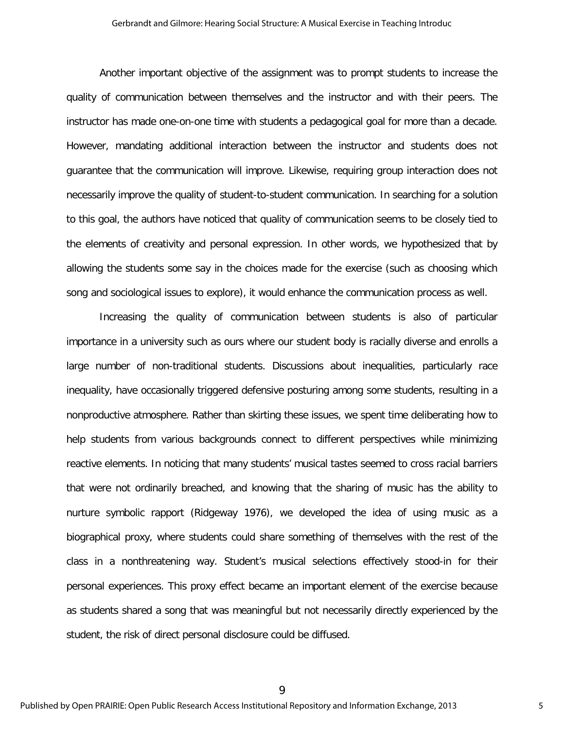Another important objective of the assignment was to prompt students to increase the quality of communication between themselves and the instructor and with their peers. The instructor has made one-on-one time with students a pedagogical goal for more than a decade. However, mandating additional interaction between the instructor and students does not guarantee that the communication will improve. Likewise, requiring group interaction does not necessarily improve the quality of student-to-student communication. In searching for a solution to this goal, the authors have noticed that quality of communication seems to be closely tied to the elements of creativity and personal expression. In other words, we hypothesized that by allowing the students some say in the choices made for the exercise (such as choosing which song and sociological issues to explore), it would enhance the communication process as well.

Increasing the quality of communication between students is also of particular importance in a university such as ours where our student body is racially diverse and enrolls a large number of non-traditional students. Discussions about inequalities, particularly race inequality, have occasionally triggered defensive posturing among some students, resulting in a nonproductive atmosphere. Rather than skirting these issues, we spent time deliberating how to help students from various backgrounds connect to different perspectives while minimizing reactive elements. In noticing that many students' musical tastes seemed to cross racial barriers that were not ordinarily breached, and knowing that the sharing of music has the ability to nurture symbolic rapport (Ridgeway 1976), we developed the idea of using music as a biographical proxy, where students could share something of themselves with the rest of the class in a nonthreatening way. Student's musical selections effectively stood-in for their personal experiences. This proxy effect became an important element of the exercise because as students shared a song that was meaningful but not necessarily directly experienced by the student, the risk of direct personal disclosure could be diffused.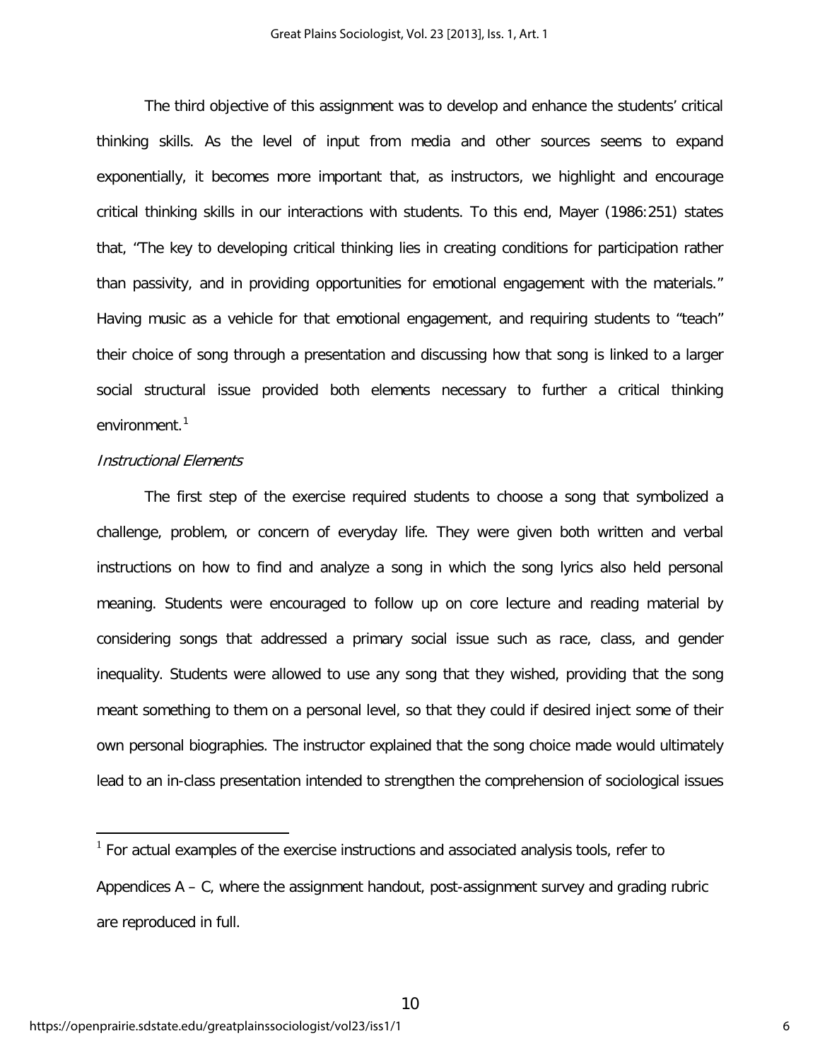The third objective of this assignment was to develop and enhance the students' critical thinking skills. As the level of input from media and other sources seems to expand exponentially, it becomes more important that, as instructors, we highlight and encourage critical thinking skills in our interactions with students. To this end, Mayer (1986:251) states that, "The key to developing critical thinking lies in creating conditions for participation rather than passivity, and in providing opportunities for emotional engagement with the materials." Having music as a vehicle for that emotional engagement, and requiring students to "teach" their choice of song through a presentation and discussing how that song is linked to a larger social structural issue provided both elements necessary to further a critical thinking environment.[1]

*Instructional Elements*

The first step of the exercise required students to choose a song that symbolized a challenge, problem, or concern of everyday life. They were given both written and verbal instructions on how to find and analyze a song in which the song lyrics also held personal meaning. Students were encouraged to follow up on core lecture and reading material by considering songs that addressed a primary social issue such as race, class, and gender inequality. Students were allowed to use any song that they wished, providing that the song meant something to them on a personal level, so that they could if desired inject some of their own personal biographies. The instructor explained that the song choice made would ultimately lead to an in-class presentation intended to strengthen the comprehension of sociological issues

[1] For actual examples of the exercise instructions and associated analysis tools, refer to Appendices A – C, where the assignment handout, post-assignment survey and grading rubric are reproduced in full.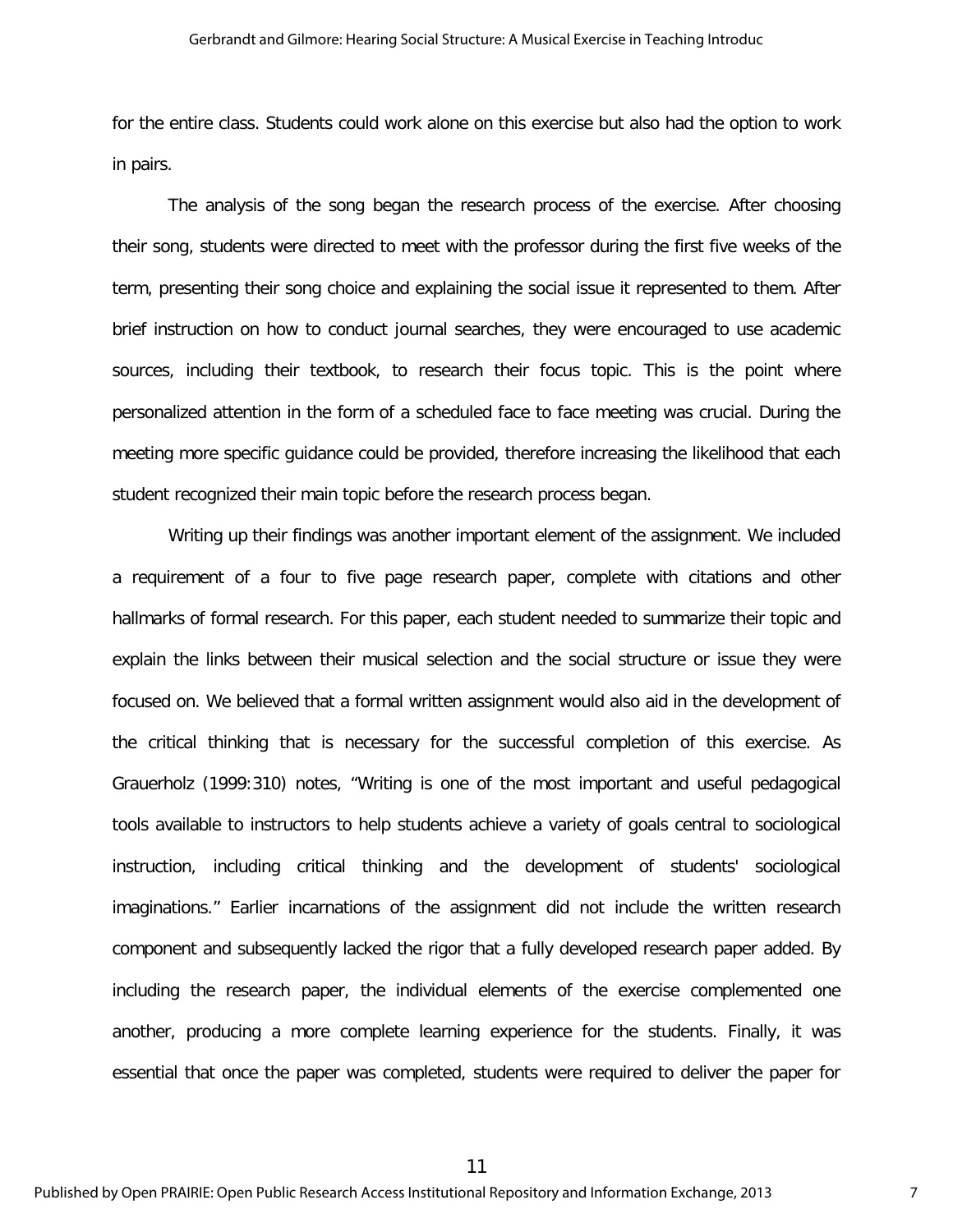for the entire class. Students could work alone on this exercise but also had the option to work in pairs.

The analysis of the song began the research process of the exercise. After choosing their song, students were directed to meet with the professor during the first five weeks of the term, presenting their song choice and explaining the social issue it represented to them. After brief instruction on how to conduct journal searches, they were encouraged to use academic sources, including their textbook, to research their focus topic. This is the point where personalized attention in the form of a scheduled face to face meeting was crucial. During the meeting more specific guidance could be provided, therefore increasing the likelihood that each student recognized their main topic before the research process began.

Writing up their findings was another important element of the assignment. We included a requirement of a four to five page research paper, complete with citations and other hallmarks of formal research. For this paper, each student needed to summarize their topic and explain the links between their musical selection and the social structure or issue they were focused on. We believed that a formal written assignment would also aid in the development of the critical thinking that is necessary for the successful completion of this exercise. As Grauerholz (1999:310) notes, "Writing is one of the most important and useful pedagogical tools available to instructors to help students achieve a variety of goals central to sociological instruction, including critical thinking and the development of students' sociological imaginations." Earlier incarnations of the assignment did not include the written research component and subsequently lacked the rigor that a fully developed research paper added. By including the research paper, the individual elements of the exercise complemented one another, producing a more complete learning experience for the students. Finally, it was essential that once the paper was completed, students were required to deliver the paper for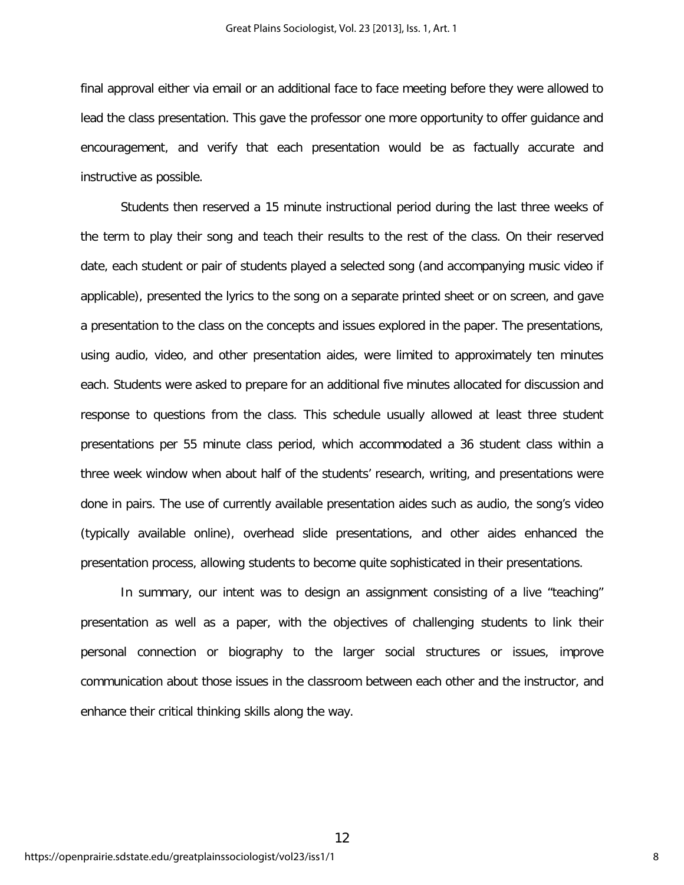final approval either via email or an additional face to face meeting before they were allowed to lead the class presentation. This gave the professor one more opportunity to offer guidance and encouragement, and verify that each presentation would be as factually accurate and instructive as possible.

Students then reserved a 15 minute instructional period during the last three weeks of the term to play their song and teach their results to the rest of the class. On their reserved date, each student or pair of students played a selected song (and accompanying music video if applicable), presented the lyrics to the song on a separate printed sheet or on screen, and gave a presentation to the class on the concepts and issues explored in the paper. The presentations, using audio, video, and other presentation aides, were limited to approximately ten minutes each. Students were asked to prepare for an additional five minutes allocated for discussion and response to questions from the class. This schedule usually allowed at least three student presentations per 55 minute class period, which accommodated a 36 student class within a three week window when about half of the students' research, writing, and presentations were done in pairs. The use of currently available presentation aides such as audio, the song's video (typically available online), overhead slide presentations, and other aides enhanced the presentation process, allowing students to become quite sophisticated in their presentations.

In summary, our intent was to design an assignment consisting of a live "teaching" presentation as well as a paper, with the objectives of challenging students to link their personal connection or biography to the larger social structures or issues, improve communication about those issues in the classroom between each other and the instructor, and enhance their critical thinking skills along the way.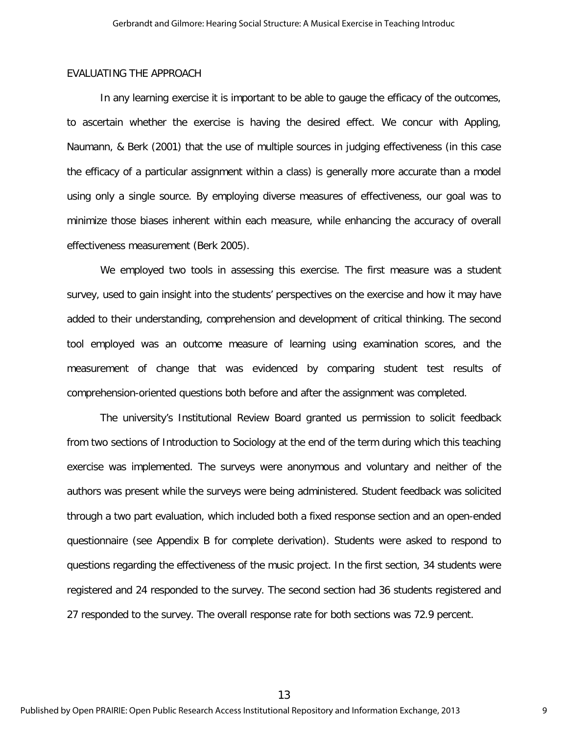## EVALUATING THE APPROACH

In any learning exercise it is important to be able to gauge the efficacy of the outcomes, to ascertain whether the exercise is having the desired effect. We concur with Appling, Naumann, & Berk (2001) that the use of multiple sources in judging effectiveness (in this case the efficacy of a particular assignment within a class) is generally more accurate than a model using only a single source. By employing diverse measures of effectiveness, our goal was to minimize those biases inherent within each measure, while enhancing the accuracy of overall effectiveness measurement (Berk 2005).

We employed two tools in assessing this exercise. The first measure was a student survey, used to gain insight into the students' perspectives on the exercise and how it may have added to their understanding, comprehension and development of critical thinking. The second tool employed was an outcome measure of learning using examination scores, and the measurement of change that was evidenced by comparing student test results of comprehension-oriented questions both before and after the assignment was completed.

The university's Institutional Review Board granted us permission to solicit feedback from two sections of Introduction to Sociology at the end of the term during which this teaching exercise was implemented. The surveys were anonymous and voluntary and neither of the authors was present while the surveys were being administered. Student feedback was solicited through a two part evaluation, which included both a fixed response section and an open-ended questionnaire (see Appendix B for complete derivation). Students were asked to respond to questions regarding the effectiveness of the music project. In the first section, 34 students were registered and 24 responded to the survey. The second section had 36 students registered and 27 responded to the survey. The overall response rate for both sections was 72.9 percent.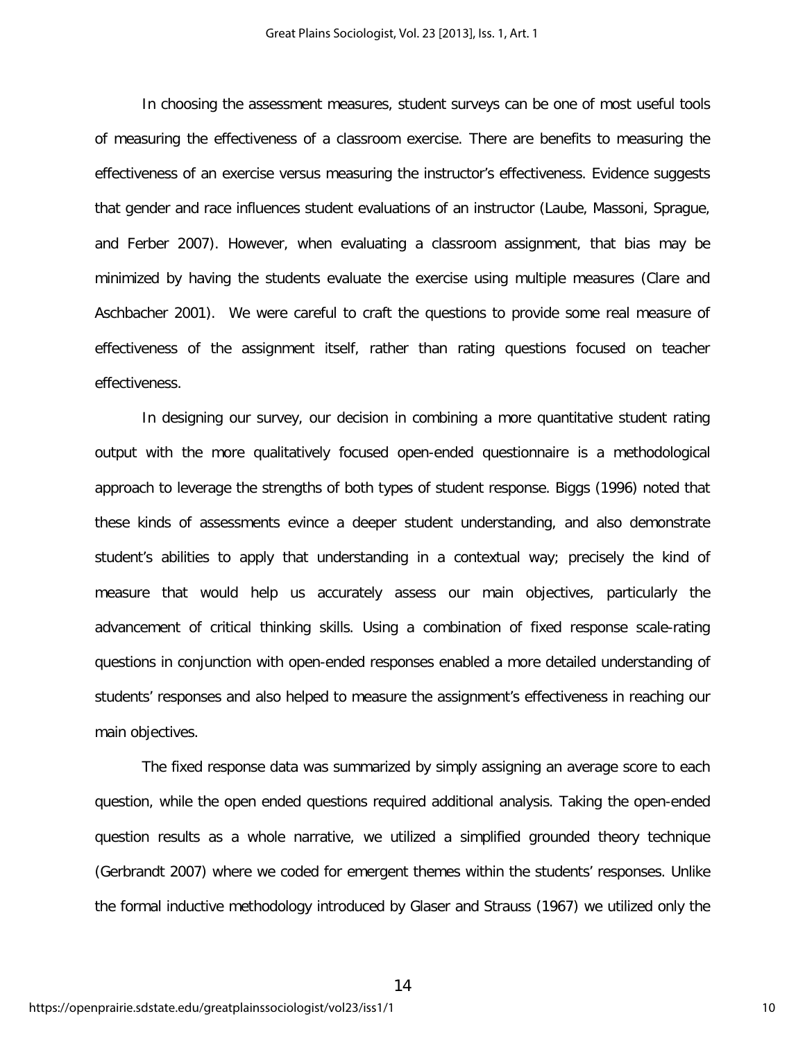In choosing the assessment measures, student surveys can be one of most useful tools of measuring the effectiveness of a classroom exercise. There are benefits to measuring the effectiveness of an exercise versus measuring the instructor's effectiveness. Evidence suggests that gender and race influences student evaluations of an instructor (Laube, Massoni, Sprague, and Ferber 2007). However, when evaluating a classroom assignment, that bias may be minimized by having the students evaluate the exercise using multiple measures (Clare and Aschbacher 2001). We were careful to craft the questions to provide some real measure of effectiveness of the assignment itself, rather than rating questions focused on teacher effectiveness.

In designing our survey, our decision in combining a more quantitative student rating output with the more qualitatively focused open-ended questionnaire is a methodological approach to leverage the strengths of both types of student response. Biggs (1996) noted that these kinds of assessments evince a deeper student understanding, and also demonstrate student's abilities to apply that understanding in a contextual way; precisely the kind of measure that would help us accurately assess our main objectives, particularly the advancement of critical thinking skills. Using a combination of fixed response scale-rating questions in conjunction with open-ended responses enabled a more detailed understanding of students' responses and also helped to measure the assignment's effectiveness in reaching our main objectives.

The fixed response data was summarized by simply assigning an average score to each question, while the open ended questions required additional analysis. Taking the open-ended question results as a whole narrative, we utilized a simplified grounded theory technique (Gerbrandt 2007) where we coded for emergent themes within the students' responses. Unlike the formal inductive methodology introduced by Glaser and Strauss (1967) we utilized only the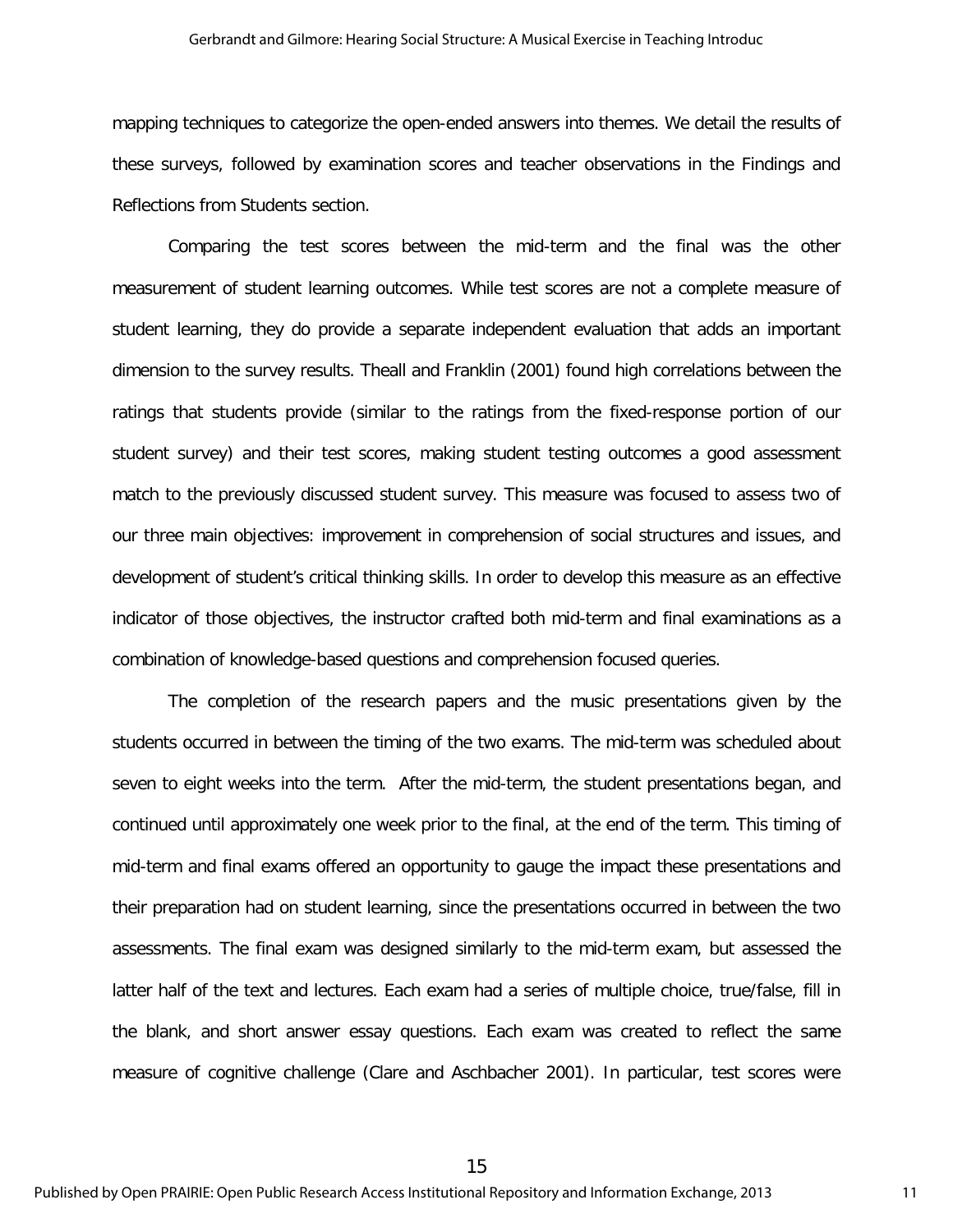mapping techniques to categorize the open-ended answers into themes. We detail the results of these surveys, followed by examination scores and teacher observations in the Findings and Reflections from Students section.

Comparing the test scores between the mid-term and the final was the other measurement of student learning outcomes. While test scores are not a complete measure of student learning, they do provide a separate independent evaluation that adds an important dimension to the survey results. Theall and Franklin (2001) found high correlations between the ratings that students provide (similar to the ratings from the fixed-response portion of our student survey) and their test scores, making student testing outcomes a good assessment match to the previously discussed student survey. This measure was focused to assess two of our three main objectives: improvement in comprehension of social structures and issues, and development of student's critical thinking skills. In order to develop this measure as an effective indicator of those objectives, the instructor crafted both mid-term and final examinations as a combination of knowledge-based questions and comprehension focused queries.

The completion of the research papers and the music presentations given by the students occurred in between the timing of the two exams. The mid-term was scheduled about seven to eight weeks into the term. After the mid-term, the student presentations began, and continued until approximately one week prior to the final, at the end of the term. This timing of mid-term and final exams offered an opportunity to gauge the impact these presentations and their preparation had on student learning, since the presentations occurred in between the two assessments. The final exam was designed similarly to the mid-term exam, but assessed the latter half of the text and lectures. Each exam had a series of multiple choice, true/false, fill in the blank, and short answer essay questions. Each exam was created to reflect the same measure of cognitive challenge (Clare and Aschbacher 2001). In particular, test scores were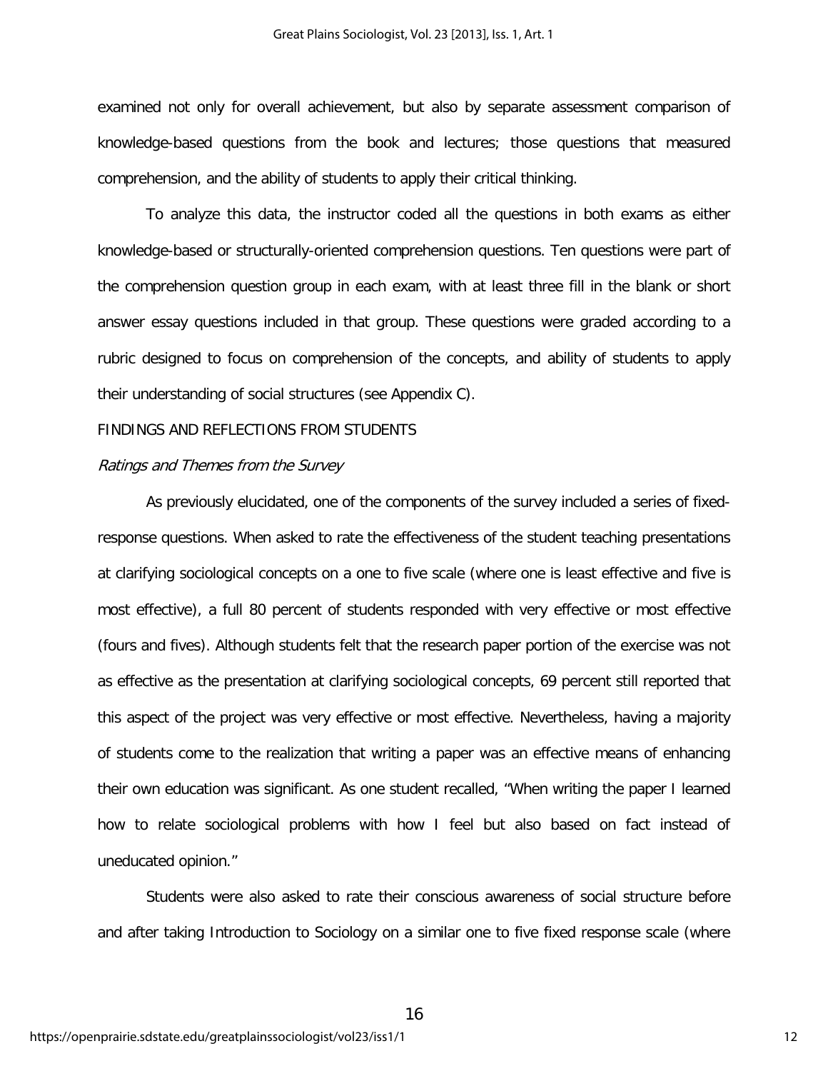examined not only for overall achievement, but also by separate assessment comparison of knowledge-based questions from the book and lectures; those questions that measured comprehension, and the ability of students to apply their critical thinking.

To analyze this data, the instructor coded all the questions in both exams as either knowledge-based or structurally-oriented comprehension questions. Ten questions were part of the comprehension question group in each exam, with at least three fill in the blank or short answer essay questions included in that group. These questions were graded according to a rubric designed to focus on comprehension of the concepts, and ability of students to apply their understanding of social structures (see Appendix C).

## FINDINGS AND REFLECTIONS FROM STUDENTS

### *Ratings and Themes from the Survey*

As previously elucidated, one of the components of the survey included a series of fixed-response questions. When asked to rate the effectiveness of the student teaching presentations at clarifying sociological concepts on a one to five scale (where one is least effective and five is most effective), a full 80 percent of students responded with very effective or most effective (fours and fives). Although students felt that the research paper portion of the exercise was not as effective as the presentation at clarifying sociological concepts, 69 percent still reported that this aspect of the project was very effective or most effective. Nevertheless, having a majority of students come to the realization that writing a paper was an effective means of enhancing their own education was significant. As one student recalled, "When writing the paper I learned how to relate sociological problems with how I feel but also based on fact instead of uneducated opinion."

Students were also asked to rate their conscious awareness of social structure before and after taking Introduction to Sociology on a similar one to five fixed response scale (where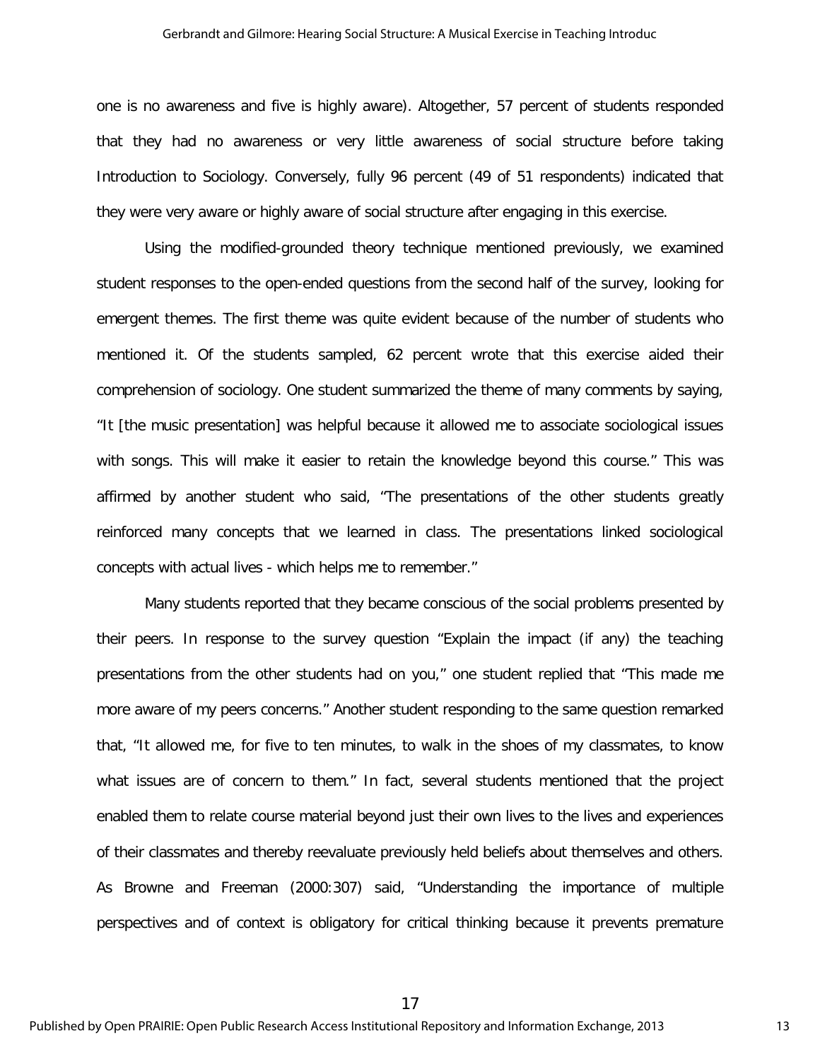one is no awareness and five is highly aware). Altogether, 57 percent of students responded that they had no awareness or very little awareness of social structure before taking Introduction to Sociology. Conversely, fully 96 percent (49 of 51 respondents) indicated that they were very aware or highly aware of social structure after engaging in this exercise.

Using the modified-grounded theory technique mentioned previously, we examined student responses to the open-ended questions from the second half of the survey, looking for emergent themes. The first theme was quite evident because of the number of students who mentioned it. Of the students sampled, 62 percent wrote that this exercise aided their comprehension of sociology. One student summarized the theme of many comments by saying, "It [the music presentation] was helpful because it allowed me to associate sociological issues with songs. This will make it easier to retain the knowledge beyond this course." This was affirmed by another student who said, "The presentations of the other students greatly reinforced many concepts that we learned in class. The presentations linked sociological concepts with actual lives - which helps me to remember."

Many students reported that they became conscious of the social problems presented by their peers. In response to the survey question "Explain the impact (if any) the teaching presentations from the other students had on you," one student replied that "This made me more aware of my peers concerns." Another student responding to the same question remarked that, "It allowed me, for five to ten minutes, to walk in the shoes of my classmates, to know what issues are of concern to them." In fact, several students mentioned that the project enabled them to relate course material beyond just their own lives to the lives and experiences of their classmates and thereby reevaluate previously held beliefs about themselves and others. As Browne and Freeman (2000:307) said, "Understanding the importance of multiple perspectives and of context is obligatory for critical thinking because it prevents premature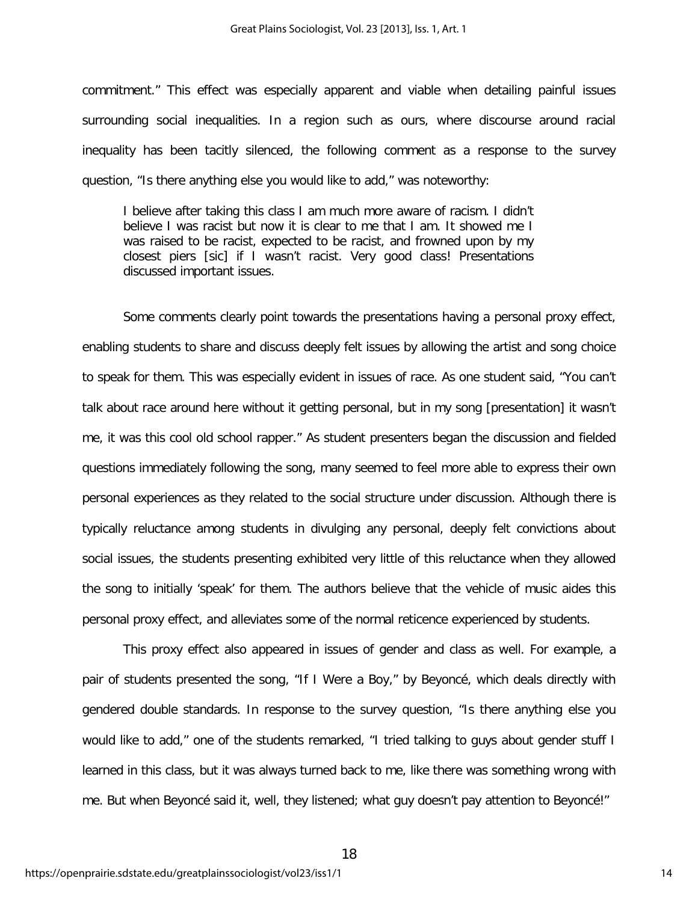commitment." This effect was especially apparent and viable when detailing painful issues surrounding social inequalities. In a region such as ours, where discourse around racial inequality has been tacitly silenced, the following comment as a response to the survey question, "Is there anything else you would like to add," was noteworthy:

> I believe after taking this class I am much more aware of racism. I didn't believe I was racist but now it is clear to me that I am. It showed me I was raised to be racist, expected to be racist, and frowned upon by my closest piers [sic] if I wasn't racist. Very good class! Presentations discussed important issues.

Some comments clearly point towards the presentations having a personal proxy effect, enabling students to share and discuss deeply felt issues by allowing the artist and song choice to speak for them. This was especially evident in issues of race. As one student said, "You can't talk about race around here without it getting personal, but in my song [presentation] it wasn't me, it was this cool old school rapper." As student presenters began the discussion and fielded questions immediately following the song, many seemed to feel more able to express their own personal experiences as they related to the social structure under discussion. Although there is typically reluctance among students in divulging any personal, deeply felt convictions about social issues, the students presenting exhibited very little of this reluctance when they allowed the song to initially 'speak' for them. The authors believe that the vehicle of music aides this personal proxy effect, and alleviates some of the normal reticence experienced by students.

This proxy effect also appeared in issues of gender and class as well. For example, a pair of students presented the song, "If I Were a Boy," by Beyoncé, which deals directly with gendered double standards. In response to the survey question, "Is there anything else you would like to add," one of the students remarked, "I tried talking to guys about gender stuff I learned in this class, but it was always turned back to me, like there was something wrong with me. But when Beyoncé said it, well, they listened; what guy doesn't pay attention to Beyoncé!"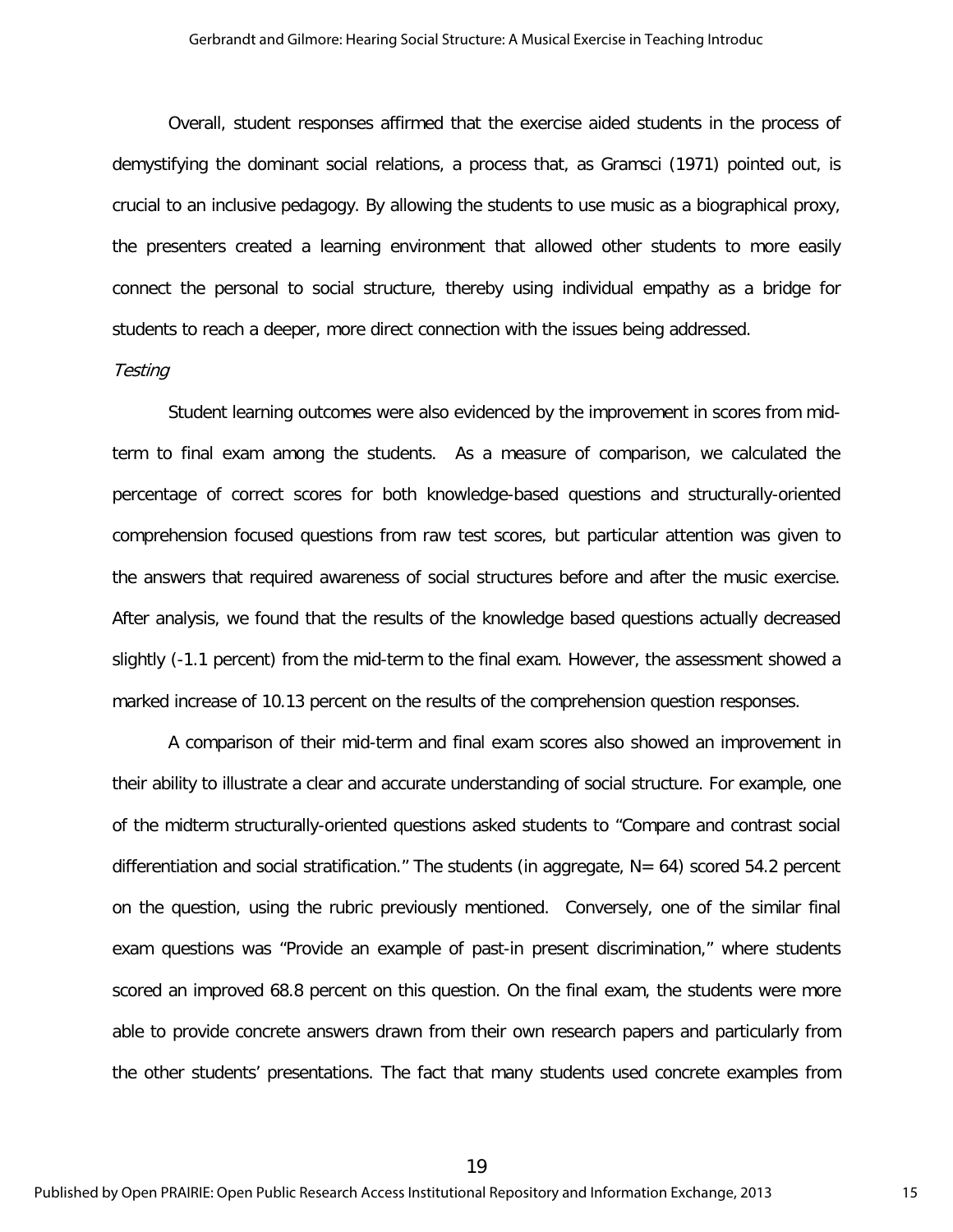Overall, student responses affirmed that the exercise aided students in the process of demystifying the dominant social relations, a process that, as Gramsci (1971) pointed out, is crucial to an inclusive pedagogy. By allowing the students to use music as a biographical proxy, the presenters created a learning environment that allowed other students to more easily connect the personal to social structure, thereby using individual empathy as a bridge for students to reach a deeper, more direct connection with the issues being addressed.

*Testing*

Student learning outcomes were also evidenced by the improvement in scores from mid-term to final exam among the students. As a measure of comparison, we calculated the percentage of correct scores for both knowledge-based questions and structurally-oriented comprehension focused questions from raw test scores, but particular attention was given to the answers that required awareness of social structures before and after the music exercise. After analysis, we found that the results of the knowledge based questions actually decreased slightly (-1.1 percent) from the mid-term to the final exam. However, the assessment showed a marked increase of 10.13 percent on the results of the comprehension question responses.

A comparison of their mid-term and final exam scores also showed an improvement in their ability to illustrate a clear and accurate understanding of social structure. For example, one of the midterm structurally-oriented questions asked students to "Compare and contrast social differentiation and social stratification." The students (in aggregate, N= 64) scored 54.2 percent on the question, using the rubric previously mentioned. Conversely, one of the similar final exam questions was "Provide an example of past-in present discrimination," where students scored an improved 68.8 percent on this question. On the final exam, the students were more able to provide concrete answers drawn from their own research papers and particularly from the other students' presentations. The fact that many students used concrete examples from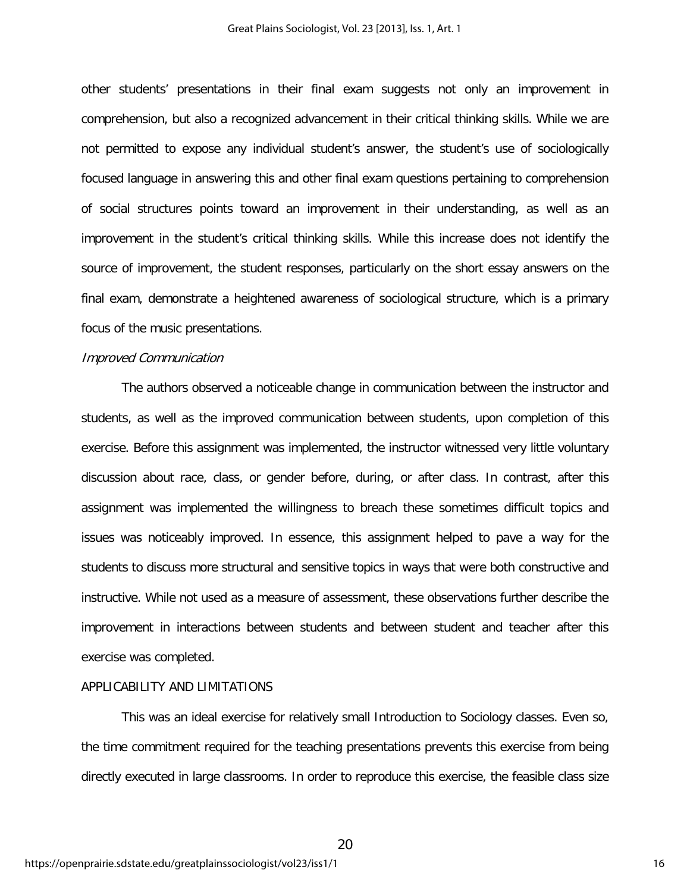other students' presentations in their final exam suggests not only an improvement in comprehension, but also a recognized advancement in their critical thinking skills. While we are not permitted to expose any individual student's answer, the student's use of sociologically focused language in answering this and other final exam questions pertaining to comprehension of social structures points toward an improvement in their understanding, as well as an improvement in the student's critical thinking skills. While this increase does not identify the source of improvement, the student responses, particularly on the short essay answers on the final exam, demonstrate a heightened awareness of sociological structure, which is a primary focus of the music presentations.

### *Improved Communication*

The authors observed a noticeable change in communication between the instructor and students, as well as the improved communication between students, upon completion of this exercise. Before this assignment was implemented, the instructor witnessed very little voluntary discussion about race, class, or gender before, during, or after class. In contrast, after this assignment was implemented the willingness to breach these sometimes difficult topics and issues was noticeably improved. In essence, this assignment helped to pave a way for the students to discuss more structural and sensitive topics in ways that were both constructive and instructive. While not used as a measure of assessment, these observations further describe the improvement in interactions between students and between student and teacher after this exercise was completed.

## APPLICABILITY AND LIMITATIONS

This was an ideal exercise for relatively small Introduction to Sociology classes. Even so, the time commitment required for the teaching presentations prevents this exercise from being directly executed in large classrooms. In order to reproduce this exercise, the feasible class size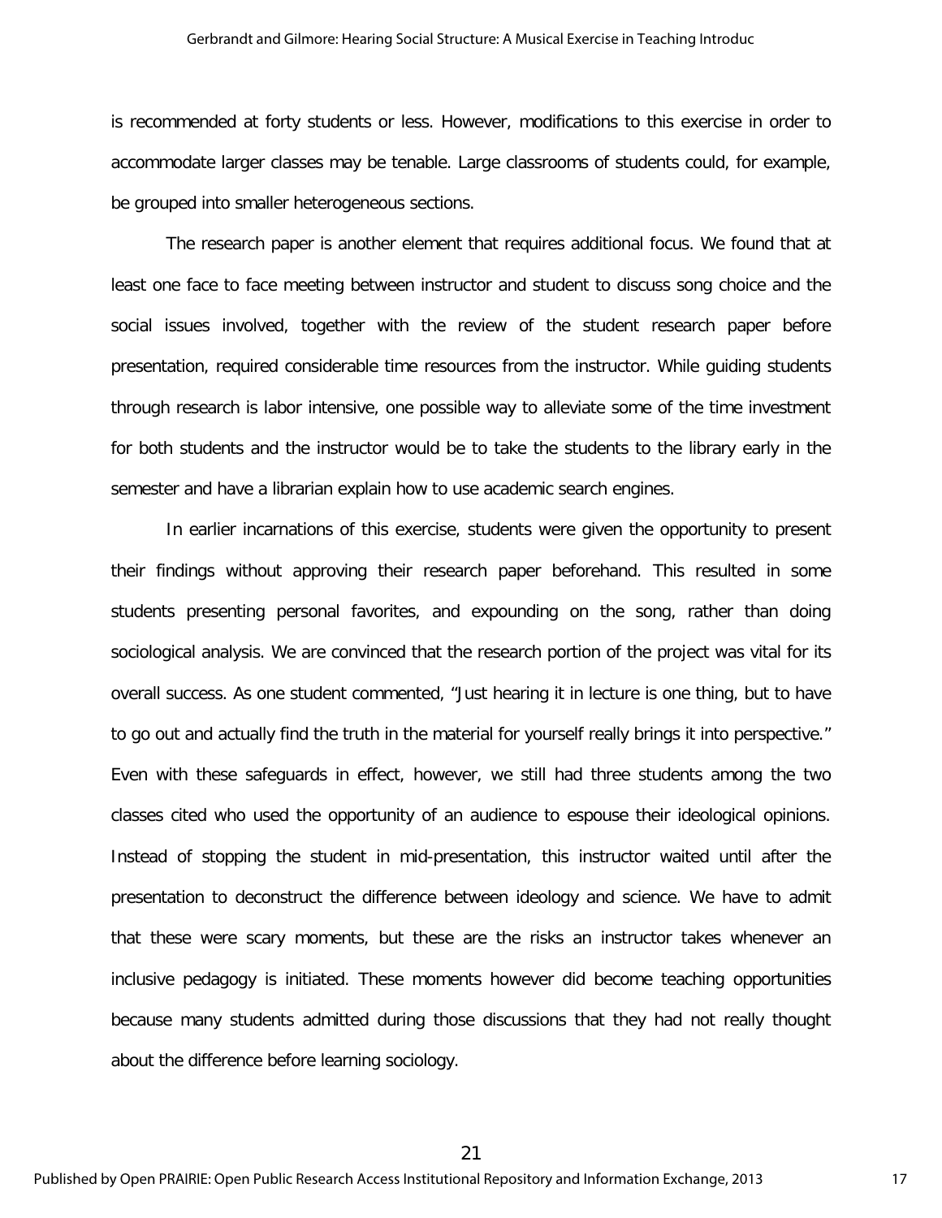is recommended at forty students or less. However, modifications to this exercise in order to accommodate larger classes may be tenable. Large classrooms of students could, for example, be grouped into smaller heterogeneous sections.

The research paper is another element that requires additional focus. We found that at least one face to face meeting between instructor and student to discuss song choice and the social issues involved, together with the review of the student research paper before presentation, required considerable time resources from the instructor. While guiding students through research is labor intensive, one possible way to alleviate some of the time investment for both students and the instructor would be to take the students to the library early in the semester and have a librarian explain how to use academic search engines.

In earlier incarnations of this exercise, students were given the opportunity to present their findings without approving their research paper beforehand. This resulted in some students presenting personal favorites, and expounding on the song, rather than doing sociological analysis. We are convinced that the research portion of the project was vital for its overall success. As one student commented, "Just hearing it in lecture is one thing, but to have to go out and actually find the truth in the material for yourself really brings it into perspective." Even with these safeguards in effect, however, we still had three students among the two classes cited who used the opportunity of an audience to espouse their ideological opinions. Instead of stopping the student in mid-presentation, this instructor waited until after the presentation to deconstruct the difference between ideology and science. We have to admit that these were scary moments, but these are the risks an instructor takes whenever an inclusive pedagogy is initiated. These moments however did become teaching opportunities because many students admitted during those discussions that they had not really thought about the difference before learning sociology.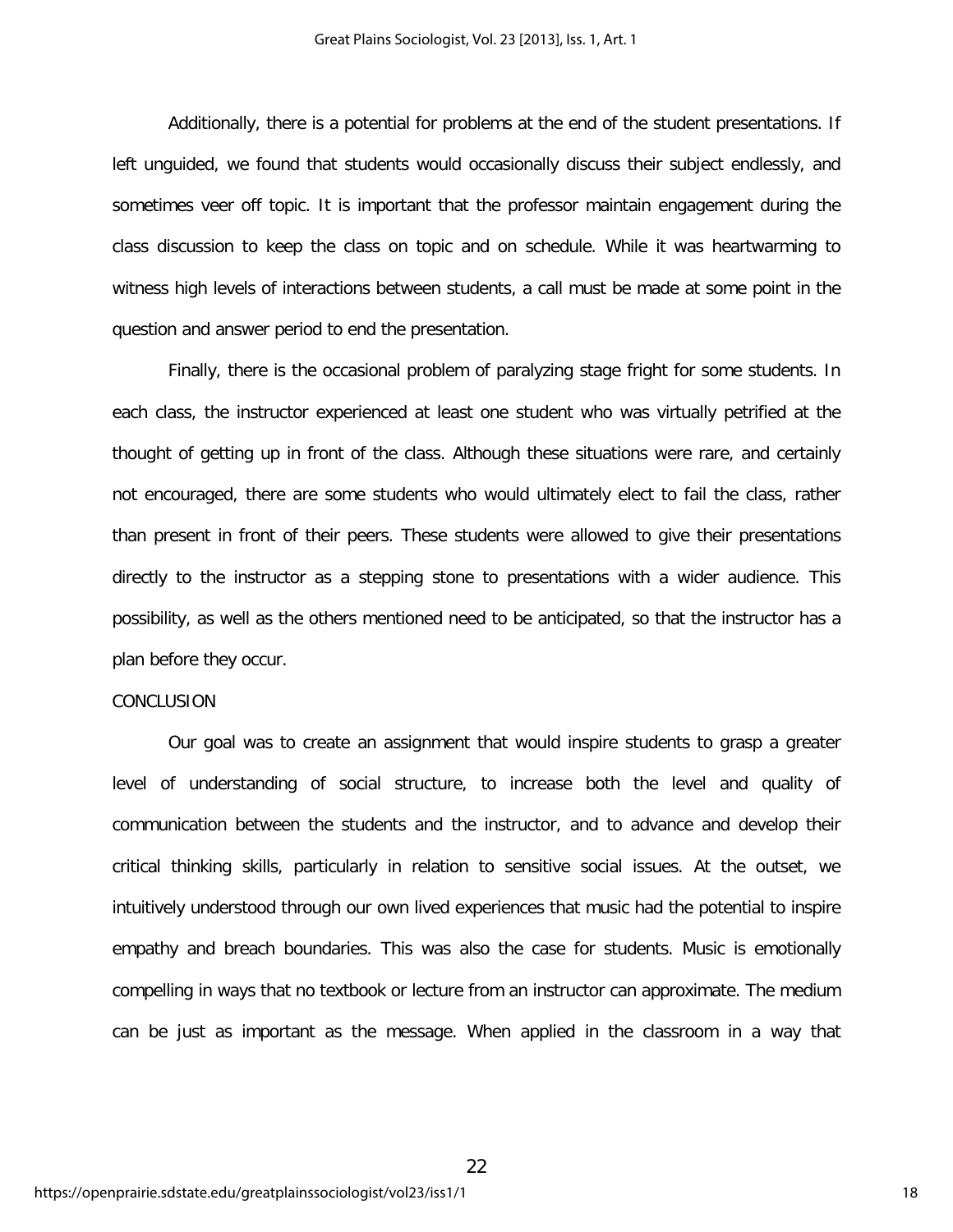Additionally, there is a potential for problems at the end of the student presentations. If left unguided, we found that students would occasionally discuss their subject endlessly, and sometimes veer off topic. It is important that the professor maintain engagement during the class discussion to keep the class on topic and on schedule. While it was heartwarming to witness high levels of interactions between students, a call must be made at some point in the question and answer period to end the presentation.

Finally, there is the occasional problem of paralyzing stage fright for some students. In each class, the instructor experienced at least one student who was virtually petrified at the thought of getting up in front of the class. Although these situations were rare, and certainly not encouraged, there are some students who would ultimately elect to fail the class, rather than present in front of their peers. These students were allowed to give their presentations directly to the instructor as a stepping stone to presentations with a wider audience. This possibility, as well as the others mentioned need to be anticipated, so that the instructor has a plan before they occur.

## CONCLUSION

Our goal was to create an assignment that would inspire students to grasp a greater level of understanding of social structure, to increase both the level and quality of communication between the students and the instructor, and to advance and develop their critical thinking skills, particularly in relation to sensitive social issues. At the outset, we intuitively understood through our own lived experiences that music had the potential to inspire empathy and breach boundaries. This was also the case for students. Music is emotionally compelling in ways that no textbook or lecture from an instructor can approximate. The medium can be just as important as the message. When applied in the classroom in a way that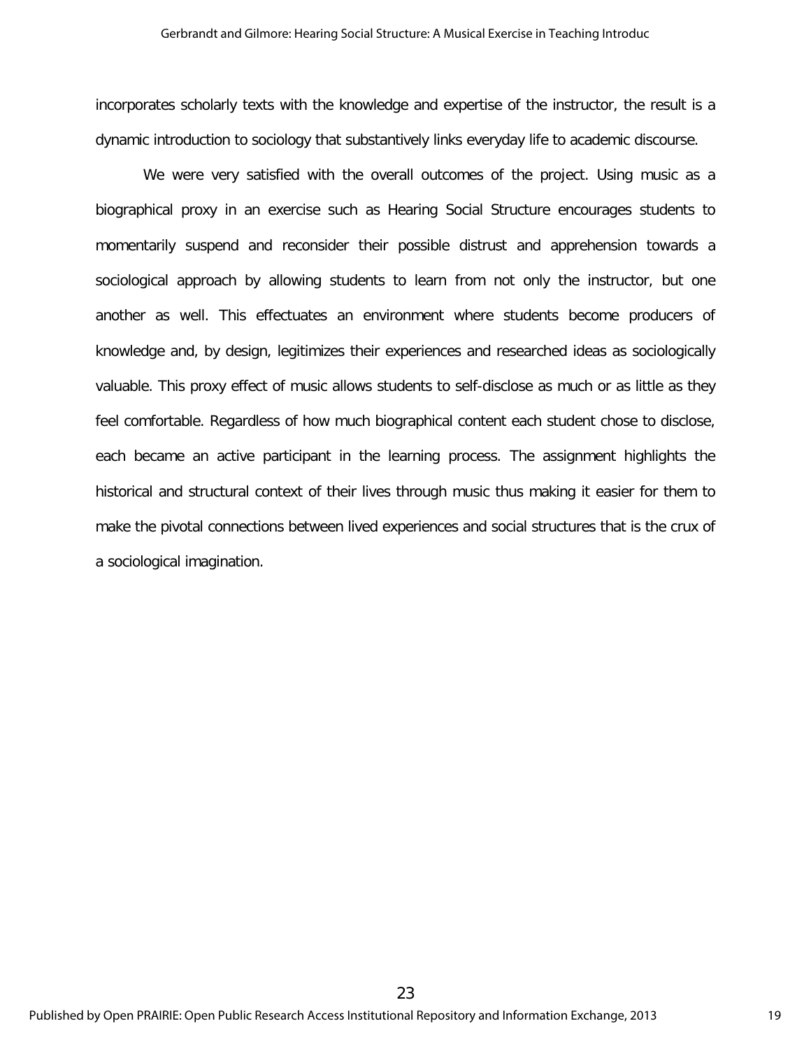incorporates scholarly texts with the knowledge and expertise of the instructor, the result is a dynamic introduction to sociology that substantively links everyday life to academic discourse.

We were very satisfied with the overall outcomes of the project. Using music as a biographical proxy in an exercise such as Hearing Social Structure encourages students to momentarily suspend and reconsider their possible distrust and apprehension towards a sociological approach by allowing students to learn from not only the instructor, but one another as well. This effectuates an environment where students become producers of knowledge and, by design, legitimizes their experiences and researched ideas as sociologically valuable. This proxy effect of music allows students to self-disclose as much or as little as they feel comfortable. Regardless of how much biographical content each student chose to disclose, each became an active participant in the learning process. The assignment highlights the historical and structural context of their lives through music thus making it easier for them to make the pivotal connections between lived experiences and social structures that is the crux of a sociological imagination.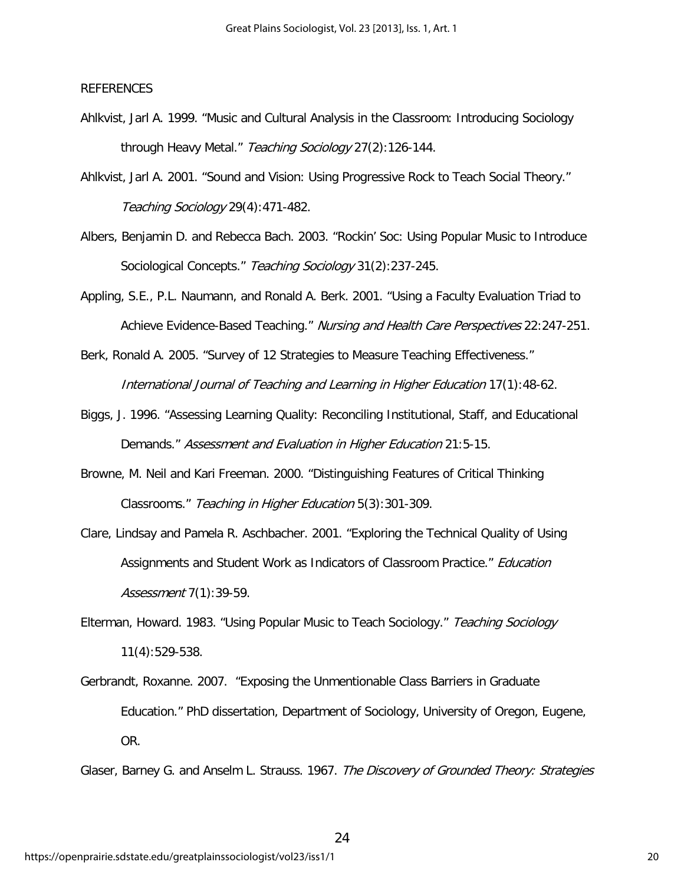REFERENCES

Ahlkvist, Jarl A. 1999. “Music and Cultural Analysis in the Classroom: Introducing Sociology through Heavy Metal.” *Teaching Sociology* 27(2):126-144.

Ahlkvist, Jarl A. 2001. “Sound and Vision: Using Progressive Rock to Teach Social Theory.” *Teaching Sociology* 29(4):471-482.

Albers, Benjamin D. and Rebecca Bach. 2003. “Rockin’ Soc: Using Popular Music to Introduce Sociological Concepts.” *Teaching Sociology* 31(2):237-245.

Appling, S.E., P.L. Naumann, and Ronald A. Berk. 2001. “Using a Faculty Evaluation Triad to Achieve Evidence-Based Teaching.” *Nursing and Health Care Perspectives* 22:247-251.

Berk, Ronald A. 2005. “Survey of 12 Strategies to Measure Teaching Effectiveness.” *International Journal of Teaching and Learning in Higher Education* 17(1):48-62.

Biggs, J. 1996. “Assessing Learning Quality: Reconciling Institutional, Staff, and Educational Demands.” *Assessment and Evaluation in Higher Education* 21:5-15.

Browne, M. Neil and Kari Freeman. 2000. “Distinguishing Features of Critical Thinking Classrooms.” *Teaching in Higher Education* 5(3):301-309.

Clare, Lindsay and Pamela R. Aschbacher. 2001. “Exploring the Technical Quality of Using Assignments and Student Work as Indicators of Classroom Practice.” *Education Assessment* 7(1):39-59.

Elterman, Howard. 1983. “Using Popular Music to Teach Sociology.” *Teaching Sociology* 11(4):529-538.

Gerbrandt, Roxanne. 2007. “Exposing the Unmentionable Class Barriers in Graduate Education.” PhD dissertation, Department of Sociology, University of Oregon, Eugene, OR.

Glaser, Barney G. and Anselm L. Strauss. 1967. *The Discovery of Grounded Theory: Strategies*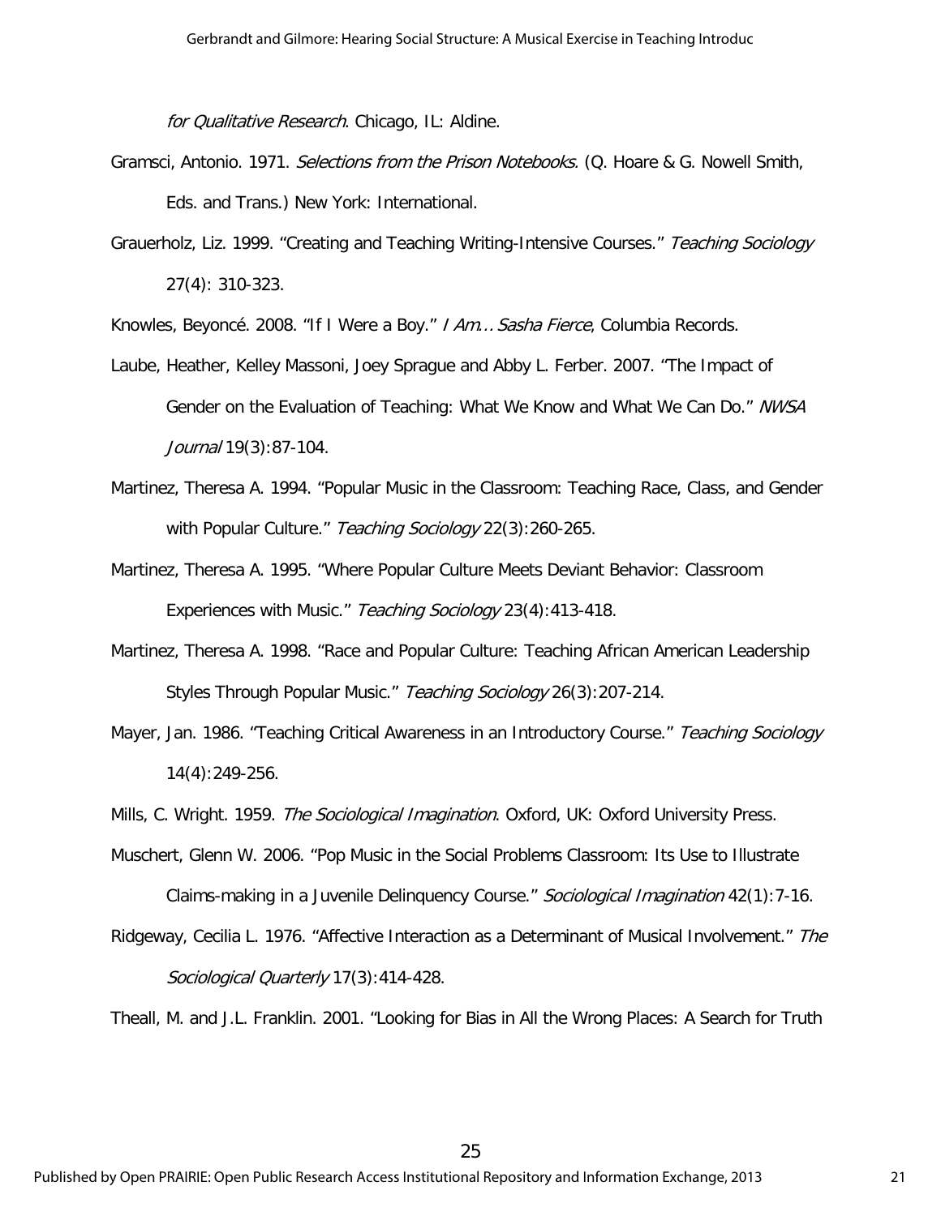*for Qualitative Research*. Chicago, IL: Aldine.

Gramsci, Antonio. 1971. *Selections from the Prison Notebooks.* (Q. Hoare & G. Nowell Smith, Eds. and Trans.) New York: International.

Grauerholz, Liz. 1999. "Creating and Teaching Writing-Intensive Courses." *Teaching Sociology* 27(4): 310-323.

Knowles, Beyoncé. 2008. "If I Were a Boy." *I Am… Sasha Fierce*, Columbia Records.

Laube, Heather, Kelley Massoni, Joey Sprague and Abby L. Ferber. 2007. "The Impact of Gender on the Evaluation of Teaching: What We Know and What We Can Do." *NWSA Journal* 19(3):87-104.

Martinez, Theresa A. 1994. "Popular Music in the Classroom: Teaching Race, Class, and Gender with Popular Culture." *Teaching Sociology* 22(3):260-265.

Martinez, Theresa A. 1995. "Where Popular Culture Meets Deviant Behavior: Classroom Experiences with Music." *Teaching Sociology* 23(4):413-418.

Martinez, Theresa A. 1998. "Race and Popular Culture: Teaching African American Leadership Styles Through Popular Music." *Teaching Sociology* 26(3):207-214.

Mayer, Jan. 1986. "Teaching Critical Awareness in an Introductory Course." *Teaching Sociology* 14(4):249-256.

Mills, C. Wright. 1959. *The Sociological Imagination*. Oxford, UK: Oxford University Press.

Muschert, Glenn W. 2006. "Pop Music in the Social Problems Classroom: Its Use to Illustrate Claims-making in a Juvenile Delinquency Course." *Sociological Imagination* 42(1):7-16.

Ridgeway, Cecilia L. 1976. "Affective Interaction as a Determinant of Musical Involvement." *The Sociological Quarterly* 17(3):414-428.

Theall, M. and J.L. Franklin. 2001. "Looking for Bias in All the Wrong Places: A Search for Truth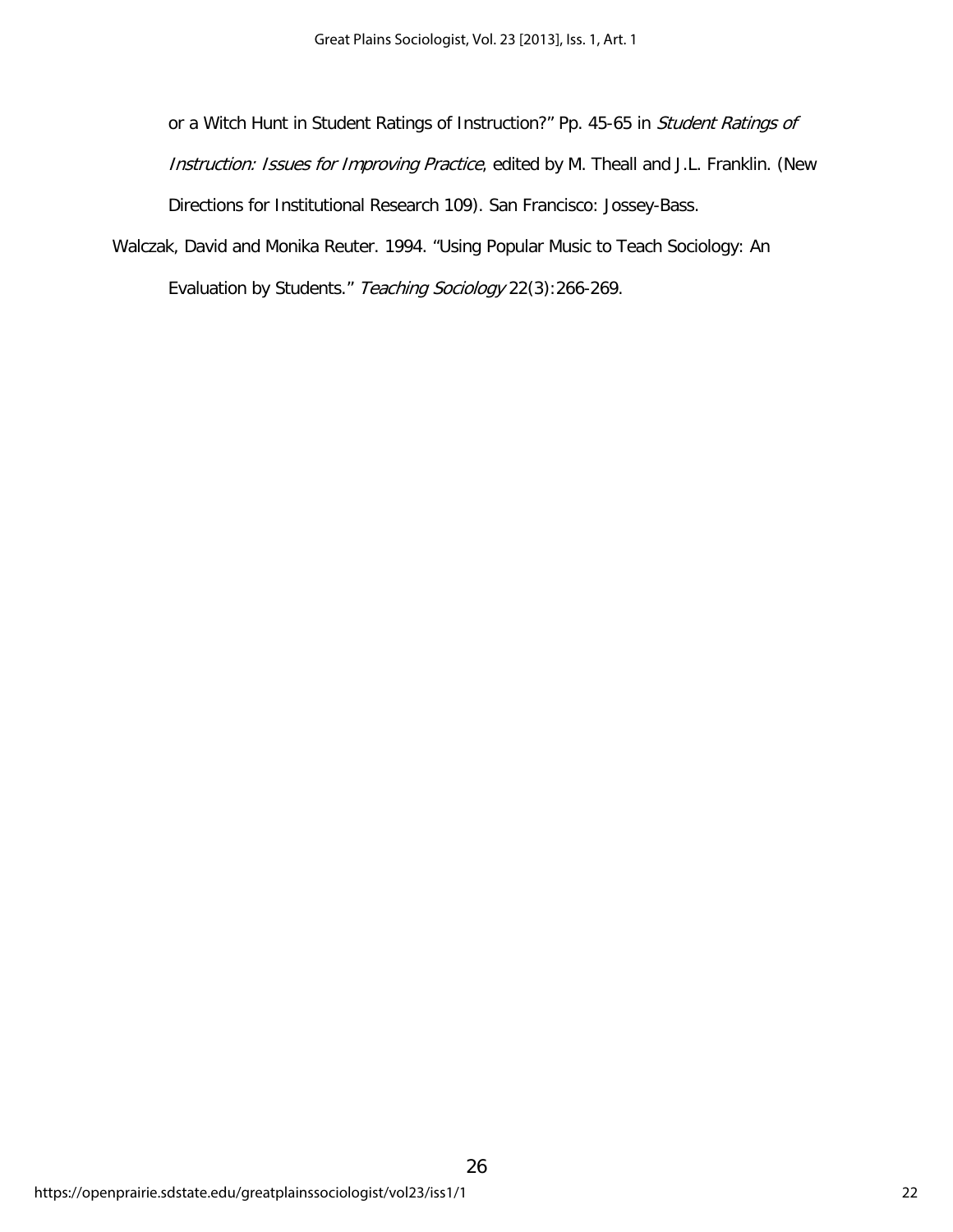or a Witch Hunt in Student Ratings of Instruction?" Pp. 45-65 in *Student Ratings of Instruction: Issues for Improving Practice*, edited by M. Theall and J.L. Franklin. (New Directions for Institutional Research 109). San Francisco: Jossey-Bass.

Walczak, David and Monika Reuter. 1994. "Using Popular Music to Teach Sociology: An Evaluation by Students." *Teaching Sociology* 22(3):266-269.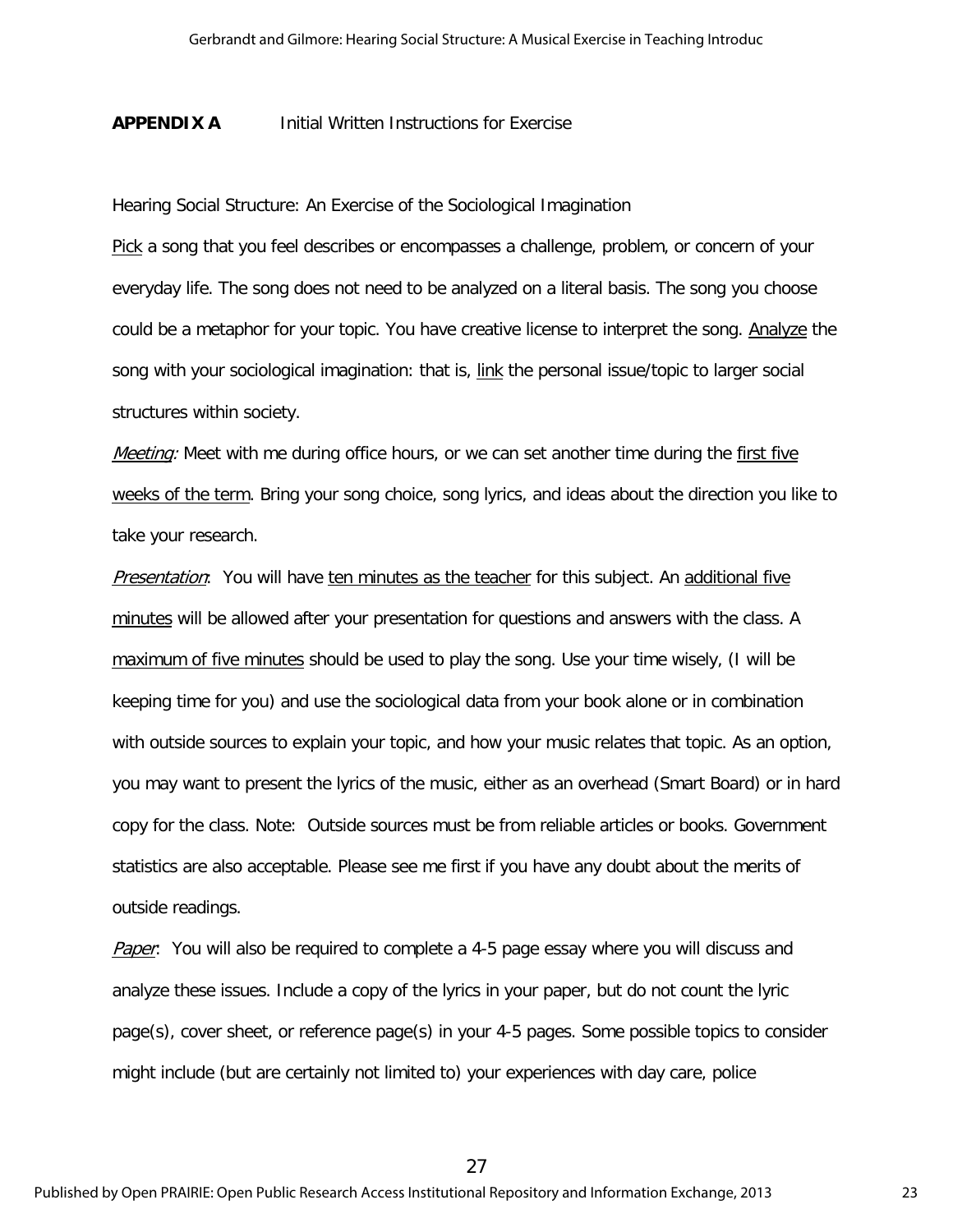**APPENDIX A** Initial Written Instructions for Exercise

Hearing Social Structure: An Exercise of the Sociological Imagination

Pick a song that you feel describes or encompasses a challenge, problem, or concern of your everyday life. The song does not need to be analyzed on a literal basis. The song you choose could be a metaphor for your topic. You have creative license to interpret the song. Analyze the song with your sociological imagination: that is, link the personal issue/topic to larger social structures within society.

*Meeting:* Meet with me during office hours, or we can set another time during the first five weeks of the term. Bring your song choice, song lyrics, and ideas about the direction you like to take your research.

*Presentation*: You will have ten minutes as the teacher for this subject. An additional five minutes will be allowed after your presentation for questions and answers with the class. A maximum of five minutes should be used to play the song. Use your time wisely, (I will be keeping time for you) and use the sociological data from your book alone or in combination with outside sources to explain your topic, and how your music relates that topic. As an option, you may want to present the lyrics of the music, either as an overhead (Smart Board) or in hard copy for the class. Note: Outside sources must be from reliable articles or books. Government statistics are also acceptable. Please see me first if you have any doubt about the merits of outside readings.

*Paper*: You will also be required to complete a 4-5 page essay where you will discuss and analyze these issues. Include a copy of the lyrics in your paper, but do not count the lyric page(s), cover sheet, or reference page(s) in your 4-5 pages. Some possible topics to consider might include (but are certainly not limited to) your experiences with day care, police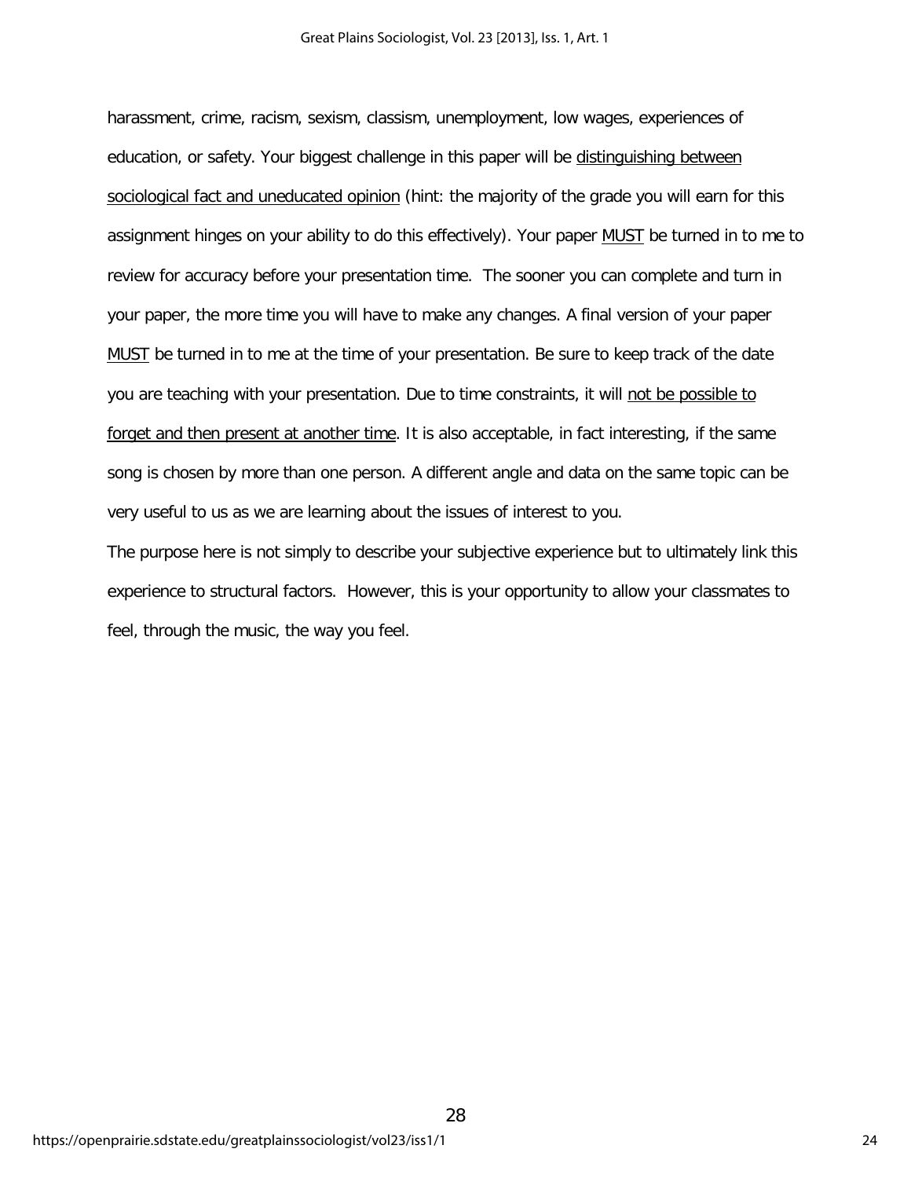harassment, crime, racism, sexism, classism, unemployment, low wages, experiences of education, or safety. Your biggest challenge in this paper will be <u>distinguishing between sociological fact and uneducated opinion</u> (hint: the majority of the grade you will earn for this assignment hinges on your ability to do this effectively). Your paper <u>MUST</u> be turned in to me to review for accuracy before your presentation time. The sooner you can complete and turn in your paper, the more time you will have to make any changes. A final version of your paper <u>MUST</u> be turned in to me at the time of your presentation. Be sure to keep track of the date you are teaching with your presentation. Due to time constraints, it will <u>not be possible to forget and then present at another time</u>. It is also acceptable, in fact interesting, if the same song is chosen by more than one person. A different angle and data on the same topic can be very useful to us as we are learning about the issues of interest to you.

The purpose here is not simply to describe your subjective experience but to ultimately link this experience to structural factors. However, this is your opportunity to allow your classmates to feel, through the music, the way you feel.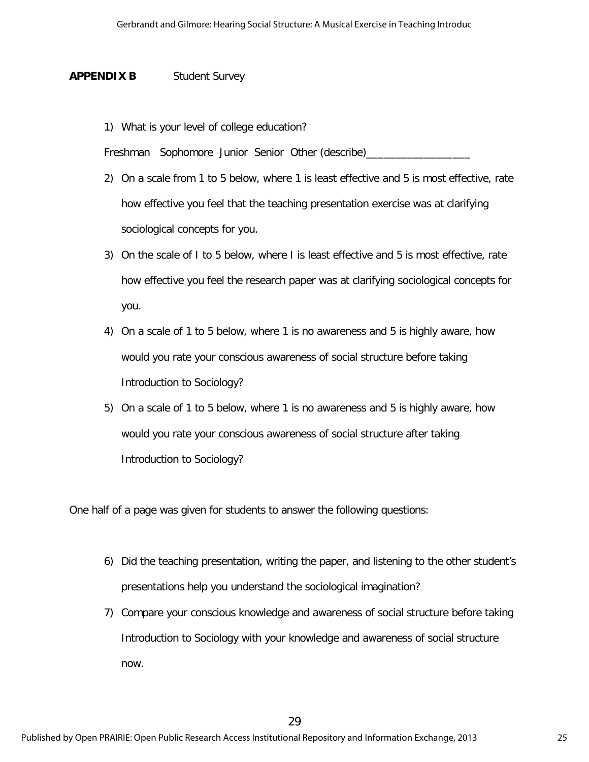**APPENDIX B** Student Survey

1) What is your level of college education?

   Freshman Sophomore Junior Senior Other (describe)__________________

2) On a scale from 1 to 5 below, where 1 is least effective and 5 is most effective, rate how effective you feel that the teaching presentation exercise was at clarifying sociological concepts for you.
3) On the scale of I to 5 below, where I is least effective and 5 is most effective, rate how effective you feel the research paper was at clarifying sociological concepts for you.
4) On a scale of 1 to 5 below, where 1 is no awareness and 5 is highly aware, how would you rate your conscious awareness of social structure before taking Introduction to Sociology?
5) On a scale of 1 to 5 below, where 1 is no awareness and 5 is highly aware, how would you rate your conscious awareness of social structure after taking Introduction to Sociology?

One half of a page was given for students to answer the following questions:

6) Did the teaching presentation, writing the paper, and listening to the other student's presentations help you understand the sociological imagination?
7) Compare your conscious knowledge and awareness of social structure before taking Introduction to Sociology with your knowledge and awareness of social structure now.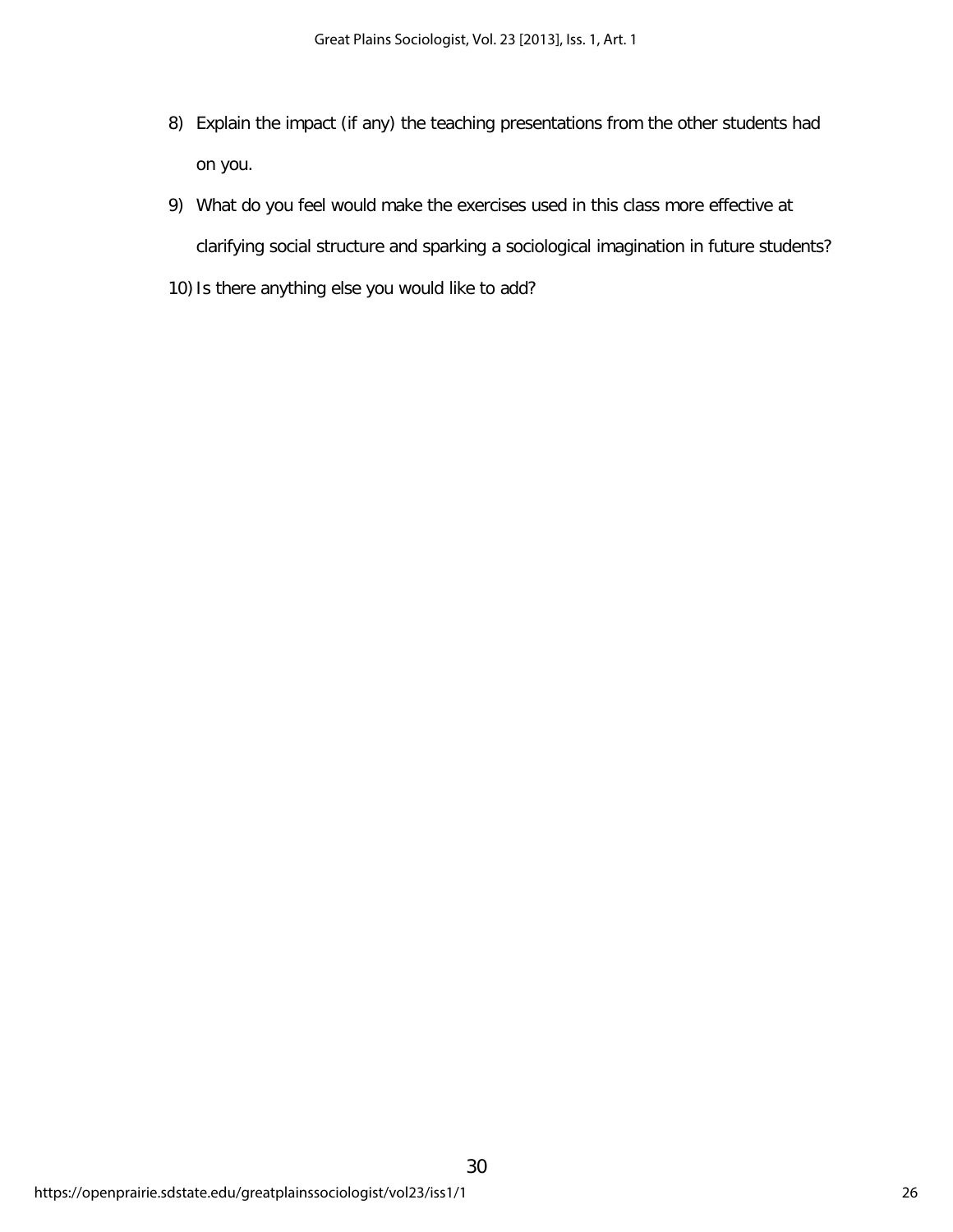8) Explain the impact (if any) the teaching presentations from the other students had on you.
9) What do you feel would make the exercises used in this class more effective at clarifying social structure and sparking a sociological imagination in future students?
10) Is there anything else you would like to add?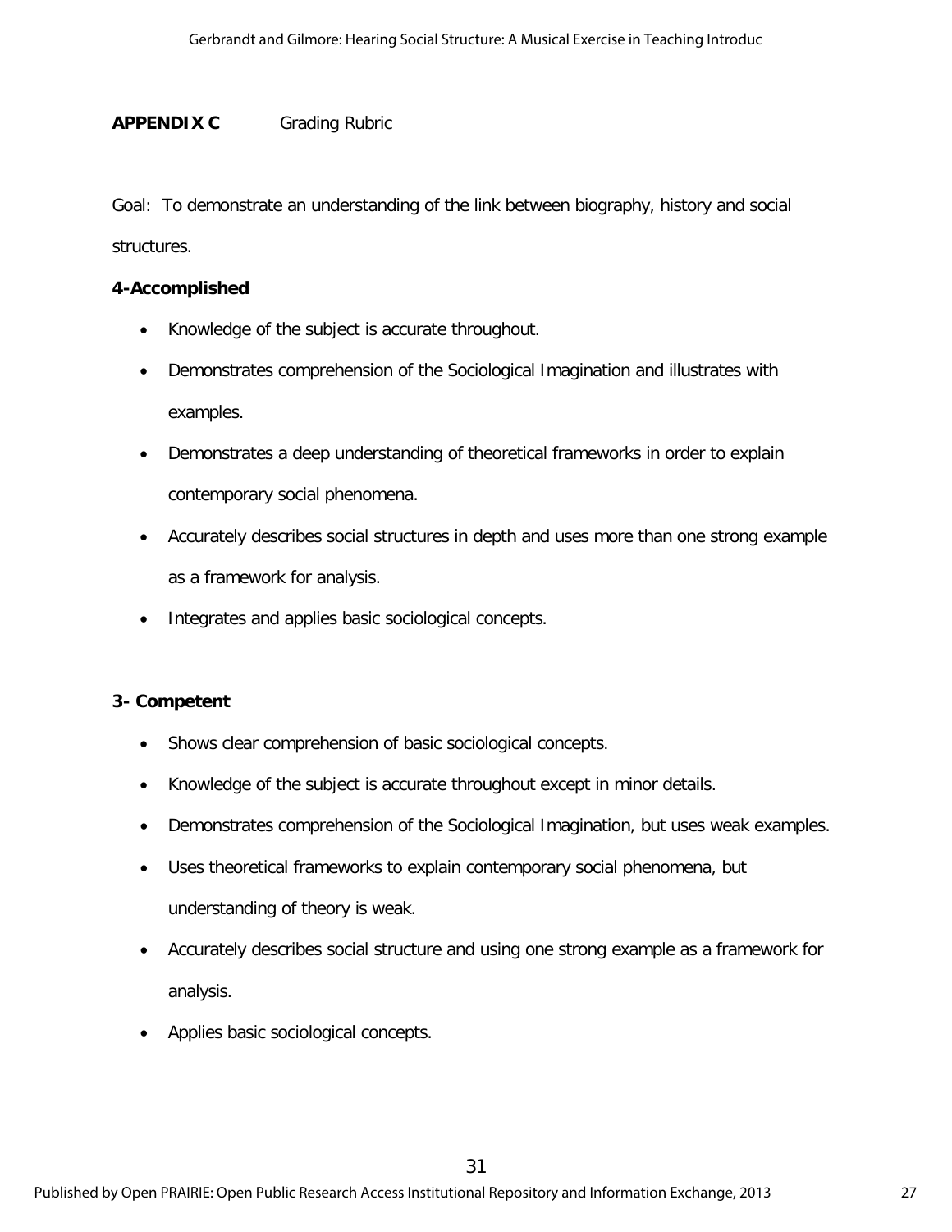**APPENDIX C** Grading Rubric

Goal: To demonstrate an understanding of the link between biography, history and social structures.

**4-Accomplished**

- Knowledge of the subject is accurate throughout.
- Demonstrates comprehension of the Sociological Imagination and illustrates with examples.
- Demonstrates a deep understanding of theoretical frameworks in order to explain contemporary social phenomena.
- Accurately describes social structures in depth and uses more than one strong example as a framework for analysis.
- Integrates and applies basic sociological concepts.

**3- Competent**

- Shows clear comprehension of basic sociological concepts.
- Knowledge of the subject is accurate throughout except in minor details.
- Demonstrates comprehension of the Sociological Imagination, but uses weak examples.
- Uses theoretical frameworks to explain contemporary social phenomena, but understanding of theory is weak.
- Accurately describes social structure and using one strong example as a framework for analysis.
- Applies basic sociological concepts.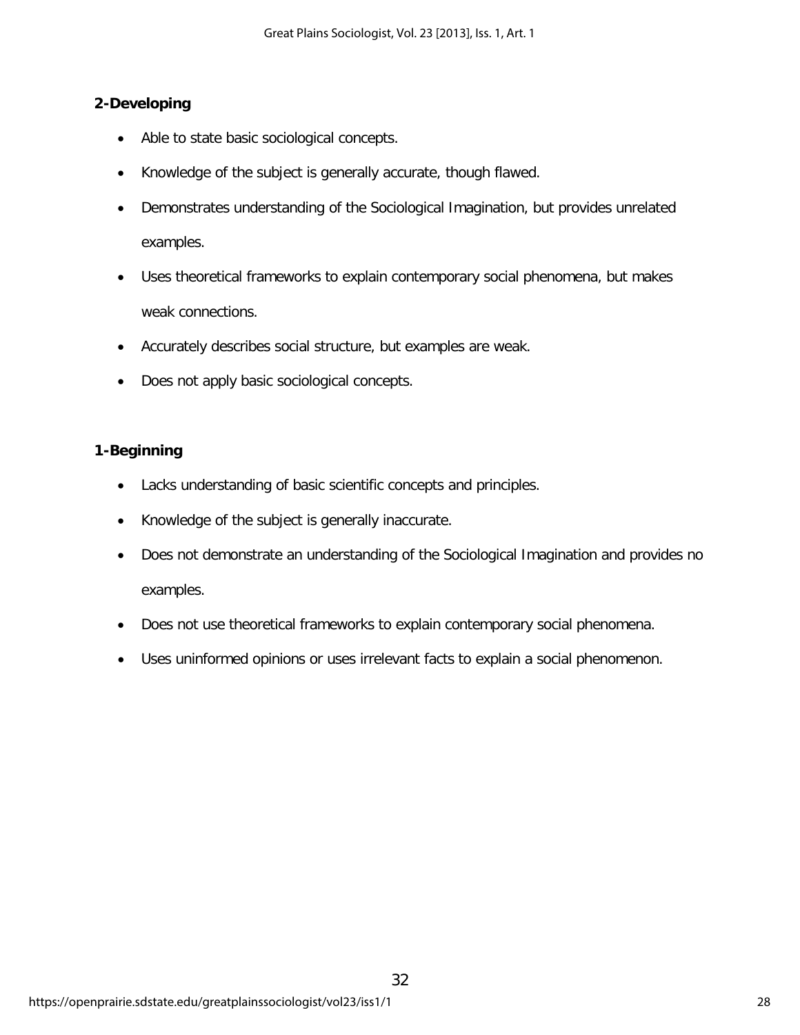**2-Developing**

- Able to state basic sociological concepts.
- Knowledge of the subject is generally accurate, though flawed.
- Demonstrates understanding of the Sociological Imagination, but provides unrelated examples.
- Uses theoretical frameworks to explain contemporary social phenomena, but makes weak connections.
- Accurately describes social structure, but examples are weak.
- Does not apply basic sociological concepts.

**1-Beginning**

- Lacks understanding of basic scientific concepts and principles.
- Knowledge of the subject is generally inaccurate.
- Does not demonstrate an understanding of the Sociological Imagination and provides no examples.
- Does not use theoretical frameworks to explain contemporary social phenomena.
- Uses uninformed opinions or uses irrelevant facts to explain a social phenomenon.